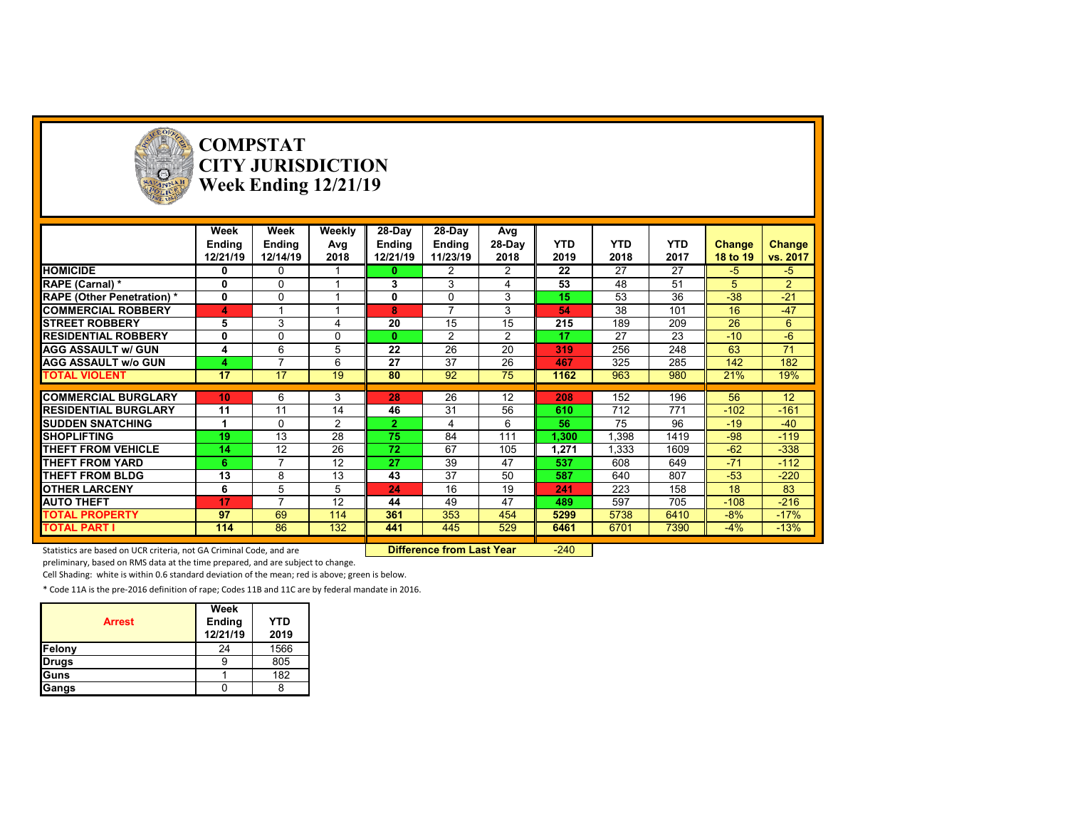# COMPSTAT
# CITY JURISDICTION
# Week Ending 12/21/19

| | Week Ending 12/21/19 | Week Ending 12/14/19 | Weekly Avg 2018 | 28-Day Ending 12/21/19 | 28-Day Ending 11/23/19 | Avg 28-Day 2018 | YTD 2019 | YTD 2018 | YTD 2017 | Change 18 to 19 | Change vs. 2017 |
|---|---|---|---|---|---|---|---|---|---|---|---|
| **HOMICIDE** | **0** | 0 | 1 | **0** | 2 | 2 | **22** | 27 | 27 | -5 | -5 |
| **RAPE (Carnal) *** | **0** | 0 | 1 | **3** | 3 | 4 | **53** | 48 | 51 | 5 | 2 |
| **RAPE (Other Penetration) *** | **0** | 0 | 1 | **0** | 0 | 3 | **15** | 53 | 36 | -38 | -21 |
| **COMMERCIAL ROBBERY** | **4** | 1 | 1 | **8** | 7 | 3 | **54** | 38 | 101 | 16 | -47 |
| **STREET ROBBERY** | **5** | 3 | 4 | **20** | 15 | 15 | **215** | 189 | 209 | 26 | 6 |
| **RESIDENTIAL ROBBERY** | **0** | 0 | 0 | **0** | 2 | 2 | **17** | 27 | 23 | -10 | -6 |
| **AGG ASSAULT w/ GUN** | **4** | 6 | 5 | **22** | 26 | 20 | **319** | 256 | 248 | 63 | 71 |
| **AGG ASSAULT w/o GUN** | **4** | 7 | 6 | **27** | 37 | 26 | **467** | 325 | 285 | 142 | 182 |
| **TOTAL VIOLENT** | **17** | 17 | 19 | **80** | 92 | 75 | **1162** | 963 | 980 | 21% | 19% |
| **COMMERCIAL BURGLARY** | **10** | 6 | 3 | **28** | 26 | 12 | **208** | 152 | 196 | 56 | 12 |
| **RESIDENTIAL BURGLARY** | **11** | 11 | 14 | **46** | 31 | 56 | **610** | 712 | 771 | -102 | -161 |
| **SUDDEN SNATCHING** | **1** | 0 | 2 | **2** | 4 | 6 | **56** | 75 | 96 | -19 | -40 |
| **SHOPLIFTING** | **19** | 13 | 28 | **75** | 84 | 111 | **1,300** | 1,398 | 1419 | -98 | -119 |
| **THEFT FROM VEHICLE** | **14** | 12 | 26 | **72** | 67 | 105 | **1,271** | 1,333 | 1609 | -62 | -338 |
| **THEFT FROM YARD** | **6** | 7 | 12 | **27** | 39 | 47 | **537** | 608 | 649 | -71 | -112 |
| **THEFT FROM BLDG** | **13** | 8 | 13 | **43** | 37 | 50 | **587** | 640 | 807 | -53 | -220 |
| **OTHER LARCENY** | **6** | 5 | 5 | **24** | 16 | 19 | **241** | 223 | 158 | 18 | 83 |
| **AUTO THEFT** | **17** | 7 | 12 | **44** | 49 | 47 | **489** | 597 | 705 | -108 | -216 |
| **TOTAL PROPERTY** | **97** | 69 | 114 | **361** | 353 | 454 | **5299** | 5738 | 6410 | -8% | -17% |
| **TOTAL PART I** | **114** | 86 | 132 | **441** | 445 | 529 | **6461** | 6701 | 7390 | -4% | -13% |

**Difference from Last Year** -240

Statistics are based on UCR criteria, not GA Criminal Code, and are preliminary, based on RMS data at the time prepared, and are subject to change.

Cell Shading: white is within 0.6 standard deviation of the mean; red is above; green is below.

* Code 11A is the pre-2016 definition of rape; Codes 11B and 11C are by federal mandate in 2016.

| Arrest | Week Ending 12/21/19 | YTD 2019 |
|---|---|---|
| Felony | 24 | 1566 |
| Drugs | 9 | 805 |
| Guns | 1 | 182 |
| Gangs | 0 | 8 |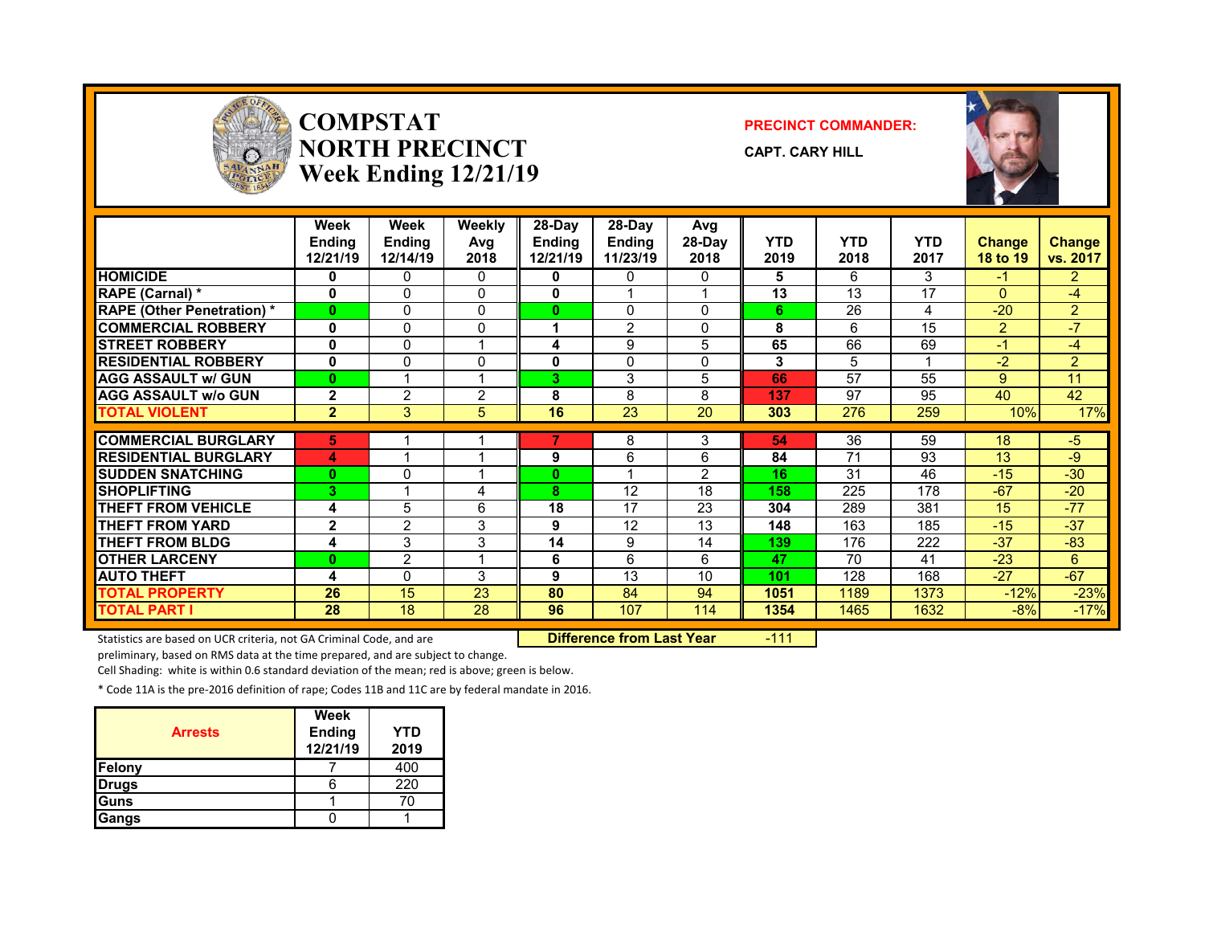# COMPSTAT
# NORTH PRECINCT
## Week Ending 12/21/19

**PRECINCT COMMANDER:**

**CAPT. CARY HILL**

| | Week Ending 12/21/19 | Week Ending 12/14/19 | Weekly Avg 2018 | 28-Day Ending 12/21/19 | 28-Day Ending 11/23/19 | Avg 28-Day 2018 | YTD 2019 | YTD 2018 | YTD 2017 | Change 18 to 19 | Change vs. 2017 |
|---|---|---|---|---|---|---|---|---|---|---|---|
| HOMICIDE | 0 | 0 | 0 | 0 | 0 | 0 | 5 | 6 | 3 | -1 | 2 |
| RAPE (Carnal) * | 0 | 0 | 0 | 0 | 1 | 1 | 13 | 13 | 17 | 0 | -4 |
| RAPE (Other Penetration) * | 0 | 0 | 0 | 0 | 0 | 0 | 6 | 26 | 4 | -20 | 2 |
| COMMERCIAL ROBBERY | 0 | 0 | 0 | 1 | 2 | 0 | 8 | 6 | 15 | 2 | -7 |
| STREET ROBBERY | 0 | 0 | 1 | 4 | 9 | 5 | 65 | 66 | 69 | -1 | -4 |
| RESIDENTIAL ROBBERY | 0 | 0 | 0 | 0 | 0 | 0 | 3 | 5 | 1 | -2 | 2 |
| AGG ASSAULT w/ GUN | 0 | 1 | 1 | 3 | 3 | 5 | 66 | 57 | 55 | 9 | 11 |
| AGG ASSAULT w/o GUN | 2 | 2 | 2 | 8 | 8 | 8 | 137 | 97 | 95 | 40 | 42 |
| TOTAL VIOLENT | 2 | 3 | 5 | 16 | 23 | 20 | 303 | 276 | 259 | 10% | 17% |
| COMMERCIAL BURGLARY | 5 | 1 | 1 | 7 | 8 | 3 | 54 | 36 | 59 | 18 | -5 |
| RESIDENTIAL BURGLARY | 4 | 1 | 1 | 9 | 6 | 6 | 84 | 71 | 93 | 13 | -9 |
| SUDDEN SNATCHING | 0 | 0 | 1 | 0 | 1 | 2 | 16 | 31 | 46 | -15 | -30 |
| SHOPLIFTING | 3 | 1 | 4 | 8 | 12 | 18 | 158 | 225 | 178 | -67 | -20 |
| THEFT FROM VEHICLE | 4 | 5 | 6 | 18 | 17 | 23 | 304 | 289 | 381 | 15 | -77 |
| THEFT FROM YARD | 2 | 2 | 3 | 9 | 12 | 13 | 148 | 163 | 185 | -15 | -37 |
| THEFT FROM BLDG | 4 | 3 | 3 | 14 | 9 | 14 | 139 | 176 | 222 | -37 | -83 |
| OTHER LARCENY | 0 | 2 | 1 | 6 | 6 | 6 | 47 | 70 | 41 | -23 | 6 |
| AUTO THEFT | 4 | 0 | 3 | 9 | 13 | 10 | 101 | 128 | 168 | -27 | -67 |
| TOTAL PROPERTY | 26 | 15 | 23 | 80 | 84 | 94 | 1051 | 1189 | 1373 | -12% | -23% |
| TOTAL PART I | 28 | 18 | 28 | 96 | 107 | 114 | 1354 | 1465 | 1632 | -8% | -17% |

**Difference from Last Year** -111

Statistics are based on UCR criteria, not GA Criminal Code, and are preliminary, based on RMS data at the time prepared, and are subject to change.

Cell Shading: white is within 0.6 standard deviation of the mean; red is above; green is below.

* Code 11A is the pre-2016 definition of rape; Codes 11B and 11C are by federal mandate in 2016.

| Arrests | Week Ending 12/21/19 | YTD 2019 |
|---|---|---|
| Felony | 7 | 400 |
| Drugs | 6 | 220 |
| Guns | 1 | 70 |
| Gangs | 0 | 1 |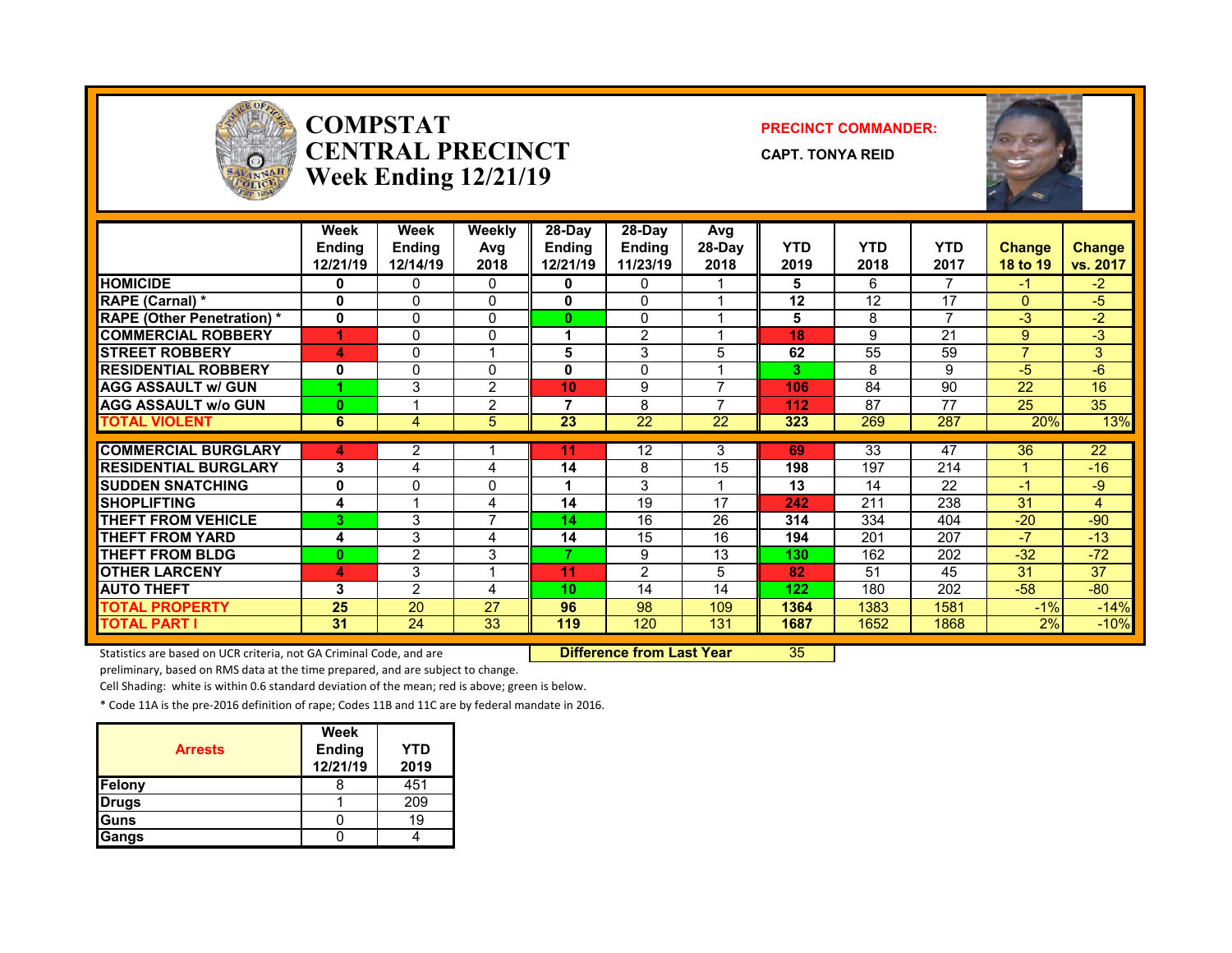# COMPSTAT
# CENTRAL PRECINCT
# Week Ending 12/21/19

**PRECINCT COMMANDER:**

**CAPT. TONYA REID**

| | Week Ending 12/21/19 | Week Ending 12/14/19 | Weekly Avg 2018 | 28-Day Ending 12/21/19 | 28-Day Ending 11/23/19 | Avg 28-Day 2018 | YTD 2019 | YTD 2018 | YTD 2017 | Change 18 to 19 | Change vs. 2017 |
|---|---|---|---|---|---|---|---|---|---|---|---|
| HOMICIDE | 0 | 0 | 0 | 0 | 0 | 1 | 5 | 6 | 7 | -1 | -2 |
| RAPE (Carnal) * | 0 | 0 | 0 | 0 | 0 | 1 | 12 | 12 | 17 | 0 | -5 |
| RAPE (Other Penetration) * | 0 | 0 | 0 | 0 | 0 | 1 | 5 | 8 | 7 | -3 | -2 |
| COMMERCIAL ROBBERY | 1 | 0 | 0 | 1 | 2 | 1 | 18 | 9 | 21 | 9 | -3 |
| STREET ROBBERY | 4 | 0 | 1 | 5 | 3 | 5 | 62 | 55 | 59 | 7 | 3 |
| RESIDENTIAL ROBBERY | 0 | 0 | 0 | 0 | 0 | 1 | 3 | 8 | 9 | -5 | -6 |
| AGG ASSAULT w/ GUN | 1 | 3 | 2 | 10 | 9 | 7 | 106 | 84 | 90 | 22 | 16 |
| AGG ASSAULT w/o GUN | 0 | 1 | 2 | 7 | 8 | 7 | 112 | 87 | 77 | 25 | 35 |
| TOTAL VIOLENT | 6 | 4 | 5 | 23 | 22 | 22 | 323 | 269 | 287 | 20% | 13% |
| COMMERCIAL BURGLARY | 4 | 2 | 1 | 11 | 12 | 3 | 69 | 33 | 47 | 36 | 22 |
| RESIDENTIAL BURGLARY | 3 | 4 | 4 | 14 | 8 | 15 | 198 | 197 | 214 | 1 | -16 |
| SUDDEN SNATCHING | 0 | 0 | 0 | 1 | 3 | 1 | 13 | 14 | 22 | -1 | -9 |
| SHOPLIFTING | 4 | 1 | 4 | 14 | 19 | 17 | 242 | 211 | 238 | 31 | 4 |
| THEFT FROM VEHICLE | 3 | 3 | 7 | 14 | 16 | 26 | 314 | 334 | 404 | -20 | -90 |
| THEFT FROM YARD | 4 | 3 | 4 | 14 | 15 | 16 | 194 | 201 | 207 | -7 | -13 |
| THEFT FROM BLDG | 0 | 2 | 3 | 7 | 9 | 13 | 130 | 162 | 202 | -32 | -72 |
| OTHER LARCENY | 4 | 3 | 1 | 11 | 2 | 5 | 82 | 51 | 45 | 31 | 37 |
| AUTO THEFT | 3 | 2 | 4 | 10 | 14 | 14 | 122 | 180 | 202 | -58 | -80 |
| TOTAL PROPERTY | 25 | 20 | 27 | 96 | 98 | 109 | 1364 | 1383 | 1581 | -1% | -14% |
| TOTAL PART I | 31 | 24 | 33 | 119 | 120 | 131 | 1687 | 1652 | 1868 | 2% | -10% |

**Difference from Last Year** 35

Statistics are based on UCR criteria, not GA Criminal Code, and are preliminary, based on RMS data at the time prepared, and are subject to change.

Cell Shading: white is within 0.6 standard deviation of the mean; red is above; green is below.

* Code 11A is the pre-2016 definition of rape; Codes 11B and 11C are by federal mandate in 2016.

| Arrests | Week Ending 12/21/19 | YTD 2019 |
|---|---|---|
| Felony | 8 | 451 |
| Drugs | 1 | 209 |
| Guns | 0 | 19 |
| Gangs | 0 | 4 |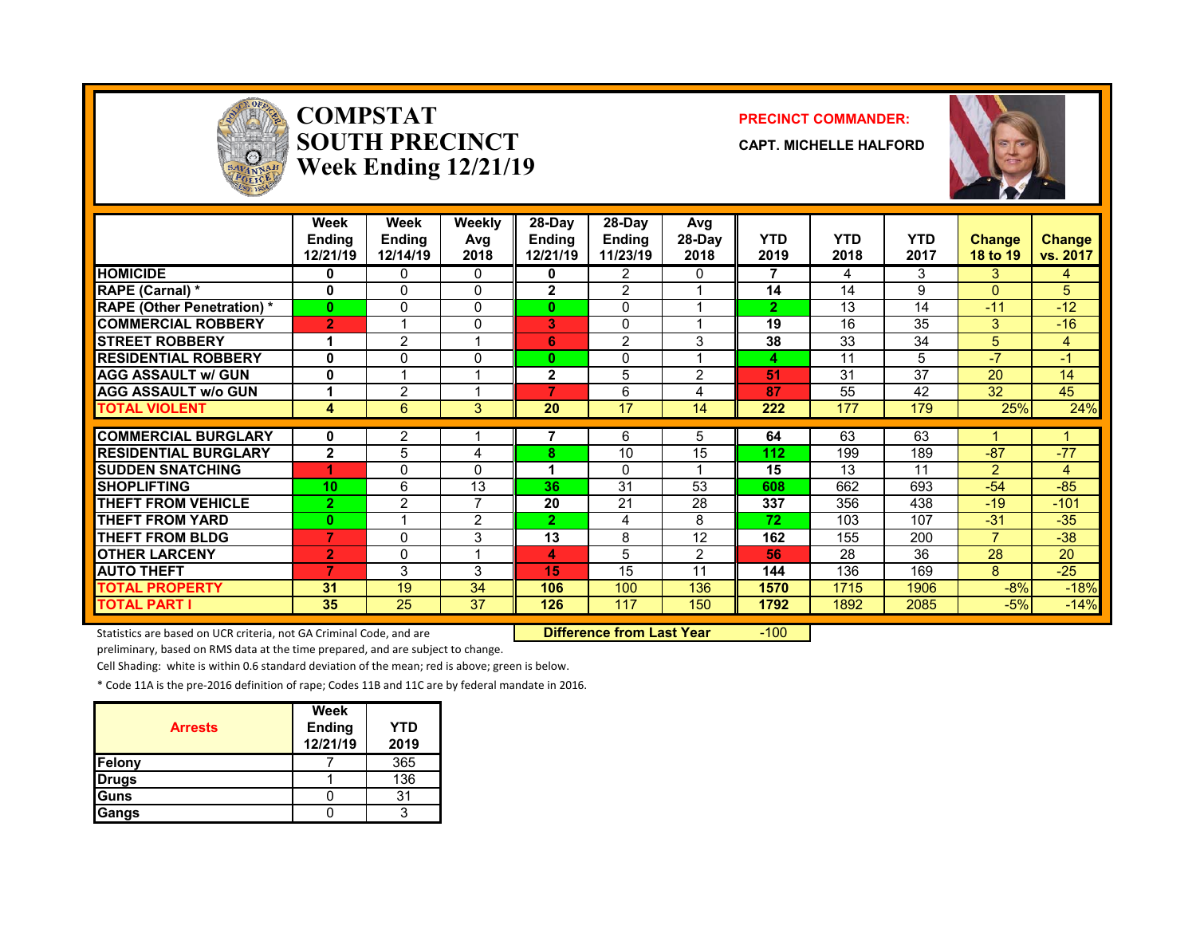# COMPSTAT SOUTH PRECINCT Week Ending 12/21/19

**PRECINCT COMMANDER:**

**CAPT. MICHELLE HALFORD**

| | Week Ending 12/21/19 | Week Ending 12/14/19 | Weekly Avg 2018 | 28-Day Ending 12/21/19 | 28-Day Ending 11/23/19 | Avg 28-Day 2018 | YTD 2019 | YTD 2018 | YTD 2017 | Change 18 to 19 | Change vs. 2017 |
|---|---|---|---|---|---|---|---|---|---|---|---|
| HOMICIDE | 0 | 0 | 0 | 0 | 2 | 0 | 7 | 4 | 3 | 3 | 4 |
| RAPE (Carnal) * | 0 | 0 | 0 | 2 | 2 | 1 | 14 | 14 | 9 | 0 | 5 |
| RAPE (Other Penetration) * | 0 | 0 | 0 | 0 | 0 | 1 | 2 | 13 | 14 | -11 | -12 |
| COMMERCIAL ROBBERY | 2 | 1 | 0 | 3 | 0 | 1 | 19 | 16 | 35 | 3 | -16 |
| STREET ROBBERY | 1 | 2 | 1 | 6 | 2 | 3 | 38 | 33 | 34 | 5 | 4 |
| RESIDENTIAL ROBBERY | 0 | 0 | 0 | 0 | 0 | 1 | 4 | 11 | 5 | -7 | -1 |
| AGG ASSAULT w/ GUN | 0 | 1 | 1 | 2 | 5 | 2 | 51 | 31 | 37 | 20 | 14 |
| AGG ASSAULT w/o GUN | 1 | 2 | 1 | 7 | 6 | 4 | 87 | 55 | 42 | 32 | 45 |
| TOTAL VIOLENT | 4 | 6 | 3 | 20 | 17 | 14 | 222 | 177 | 179 | 25% | 24% |
| COMMERCIAL BURGLARY | 0 | 2 | 1 | 7 | 6 | 5 | 64 | 63 | 63 | 1 | 1 |
| RESIDENTIAL BURGLARY | 2 | 5 | 4 | 8 | 10 | 15 | 112 | 199 | 189 | -87 | -77 |
| SUDDEN SNATCHING | 1 | 0 | 0 | 1 | 0 | 1 | 15 | 13 | 11 | 2 | 4 |
| SHOPLIFTING | 10 | 6 | 13 | 36 | 31 | 53 | 608 | 662 | 693 | -54 | -85 |
| THEFT FROM VEHICLE | 2 | 2 | 7 | 20 | 21 | 28 | 337 | 356 | 438 | -19 | -101 |
| THEFT FROM YARD | 0 | 1 | 2 | 2 | 4 | 8 | 72 | 103 | 107 | -31 | -35 |
| THEFT FROM BLDG | 7 | 0 | 3 | 13 | 8 | 12 | 162 | 155 | 200 | 7 | -38 |
| OTHER LARCENY | 2 | 0 | 1 | 4 | 5 | 2 | 56 | 28 | 36 | 28 | 20 |
| AUTO THEFT | 7 | 3 | 3 | 15 | 15 | 11 | 144 | 136 | 169 | 8 | -25 |
| TOTAL PROPERTY | 31 | 19 | 34 | 106 | 100 | 136 | 1570 | 1715 | 1906 | -8% | -18% |
| TOTAL PART I | 35 | 25 | 37 | 126 | 117 | 150 | 1792 | 1892 | 2085 | -5% | -14% |

**Difference from Last Year** -100

Statistics are based on UCR criteria, not GA Criminal Code, and are preliminary, based on RMS data at the time prepared, and are subject to change.

Cell Shading: white is within 0.6 standard deviation of the mean; red is above; green is below.

* Code 11A is the pre-2016 definition of rape; Codes 11B and 11C are by federal mandate in 2016.

| Arrests | Week Ending 12/21/19 | YTD 2019 |
|---|---|---|
| Felony | 7 | 365 |
| Drugs | 1 | 136 |
| Guns | 0 | 31 |
| Gangs | 0 | 3 |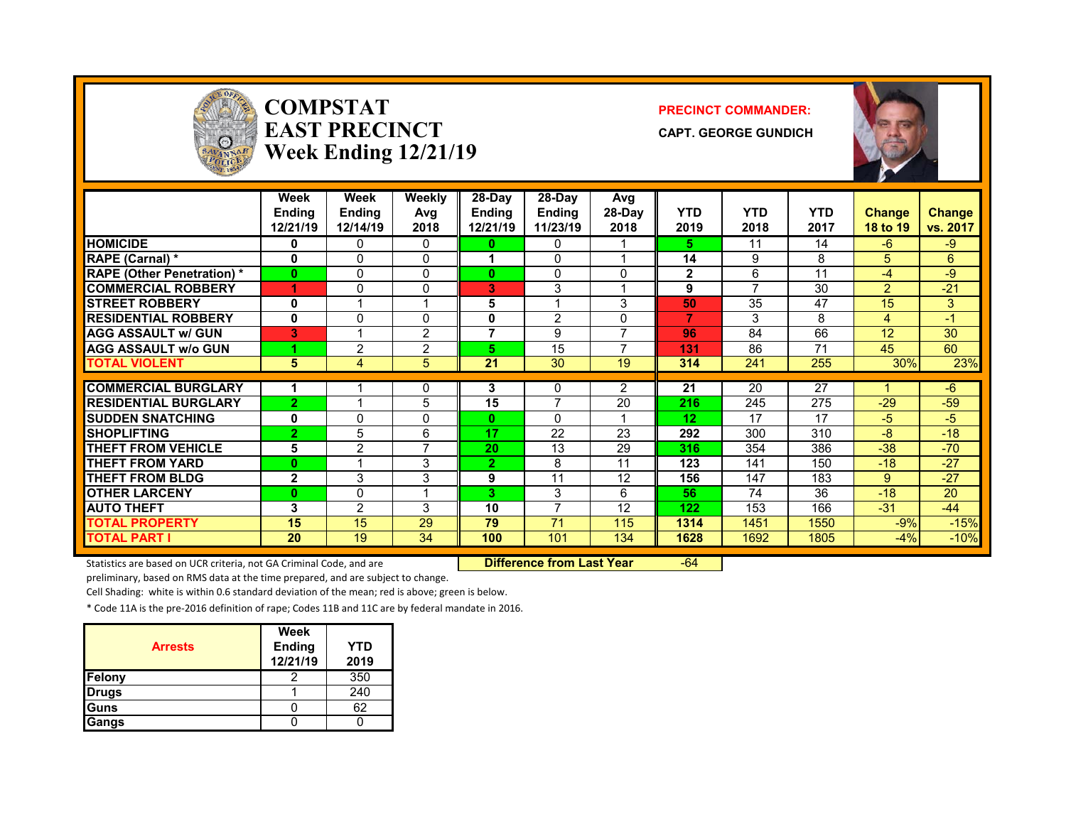# COMPSTAT
# EAST PRECINCT
# Week Ending 12/21/19

**PRECINCT COMMANDER:**

**CAPT. GEORGE GUNDICH**

| | Week Ending 12/21/19 | Week Ending 12/14/19 | Weekly Avg 2018 | 28-Day Ending 12/21/19 | 28-Day Ending 11/23/19 | Avg 28-Day 2018 | YTD 2019 | YTD 2018 | YTD 2017 | Change 18 to 19 | Change vs. 2017 |
|---|---|---|---|---|---|---|---|---|---|---|---|
| HOMICIDE | 0 | 0 | 0 | 0 | 0 | 1 | 5 | 11 | 14 | -6 | -9 |
| RAPE (Carnal) * | 0 | 0 | 0 | 1 | 0 | 1 | 14 | 9 | 8 | 5 | 6 |
| RAPE (Other Penetration) * | 0 | 0 | 0 | 0 | 0 | 0 | 2 | 6 | 11 | -4 | -9 |
| COMMERCIAL ROBBERY | 1 | 0 | 0 | 3 | 3 | 1 | 9 | 7 | 30 | 2 | -21 |
| STREET ROBBERY | 0 | 1 | 1 | 5 | 1 | 3 | 50 | 35 | 47 | 15 | 3 |
| RESIDENTIAL ROBBERY | 0 | 0 | 0 | 0 | 2 | 0 | 7 | 3 | 8 | 4 | -1 |
| AGG ASSAULT w/ GUN | 3 | 1 | 2 | 7 | 9 | 7 | 96 | 84 | 66 | 12 | 30 |
| AGG ASSAULT w/o GUN | 1 | 2 | 2 | 5 | 15 | 7 | 131 | 86 | 71 | 45 | 60 |
| TOTAL VIOLENT | 5 | 4 | 5 | 21 | 30 | 19 | 314 | 241 | 255 | 30% | 23% |
| COMMERCIAL BURGLARY | 1 | 1 | 0 | 3 | 0 | 2 | 21 | 20 | 27 | 1 | -6 |
| RESIDENTIAL BURGLARY | 2 | 1 | 5 | 15 | 7 | 20 | 216 | 245 | 275 | -29 | -59 |
| SUDDEN SNATCHING | 0 | 0 | 0 | 0 | 0 | 1 | 12 | 17 | 17 | -5 | -5 |
| SHOPLIFTING | 2 | 5 | 6 | 17 | 22 | 23 | 292 | 300 | 310 | -8 | -18 |
| THEFT FROM VEHICLE | 5 | 2 | 7 | 20 | 13 | 29 | 316 | 354 | 386 | -38 | -70 |
| THEFT FROM YARD | 0 | 1 | 3 | 2 | 8 | 11 | 123 | 141 | 150 | -18 | -27 |
| THEFT FROM BLDG | 2 | 3 | 3 | 9 | 11 | 12 | 156 | 147 | 183 | 9 | -27 |
| OTHER LARCENY | 0 | 0 | 1 | 3 | 3 | 6 | 56 | 74 | 36 | -18 | 20 |
| AUTO THEFT | 3 | 2 | 3 | 10 | 7 | 12 | 122 | 153 | 166 | -31 | -44 |
| TOTAL PROPERTY | 15 | 15 | 29 | 79 | 71 | 115 | 1314 | 1451 | 1550 | -9% | -15% |
| TOTAL PART I | 20 | 19 | 34 | 100 | 101 | 134 | 1628 | 1692 | 1805 | -4% | -10% |

**Difference from Last Year** -64

Statistics are based on UCR criteria, not GA Criminal Code, and are preliminary, based on RMS data at the time prepared, and are subject to change.

Cell Shading: white is within 0.6 standard deviation of the mean; red is above; green is below.

* Code 11A is the pre-2016 definition of rape; Codes 11B and 11C are by federal mandate in 2016.

| Arrests | Week Ending 12/21/19 | YTD 2019 |
|---|---|---|
| Felony | 2 | 350 |
| Drugs | 1 | 240 |
| Guns | 0 | 62 |
| Gangs | 0 | 0 |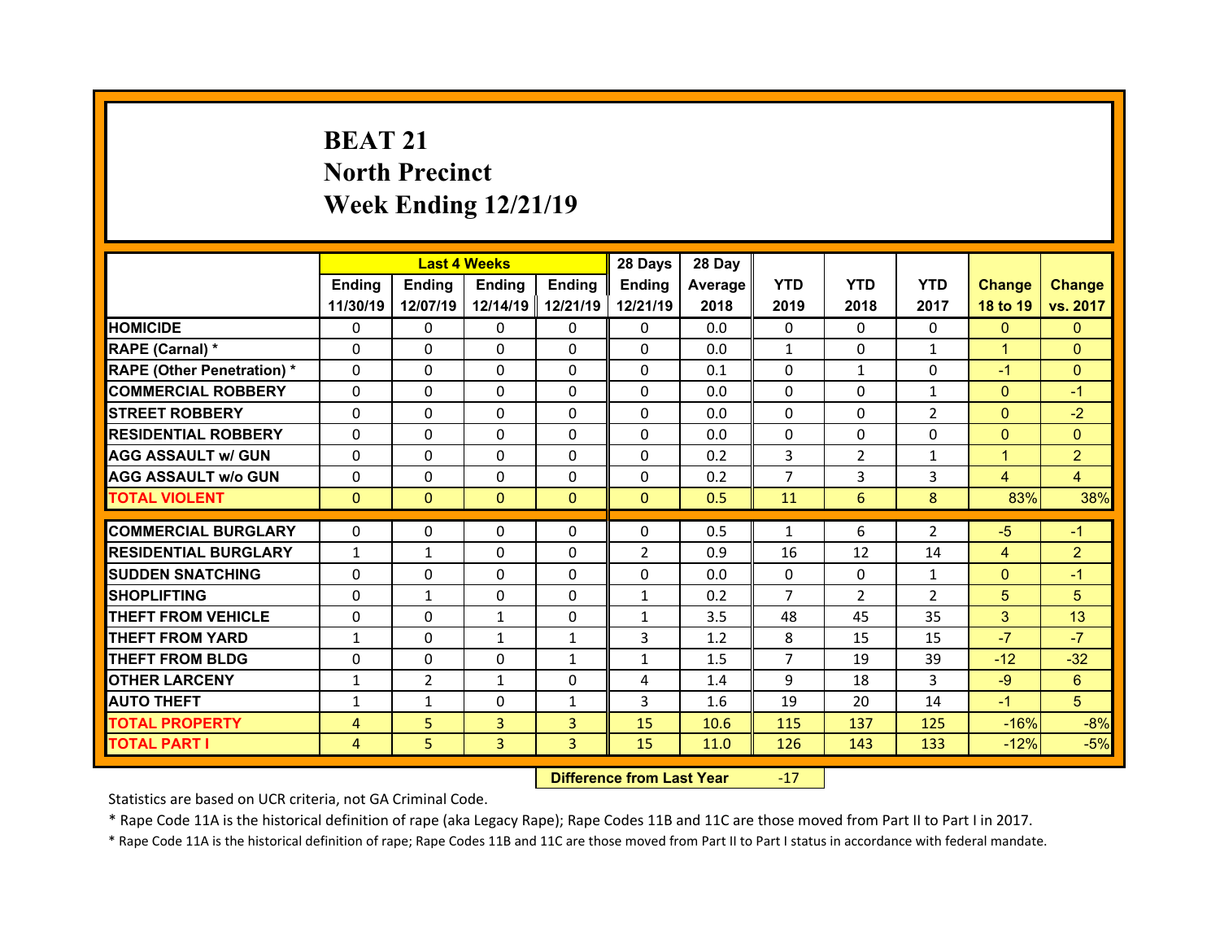# BEAT 21
## North Precinct
## Week Ending 12/21/19

| | Last 4 Weeks | | | | 28 Days | 28 Day | YTD | YTD | YTD | Change | Change |
|---|---|---|---|---|---|---|---|---|---|---|---|
| | Ending 11/30/19 | Ending 12/07/19 | Ending 12/14/19 | Ending 12/21/19 | Ending 12/21/19 | Average 2018 | 2019 | 2018 | 2017 | 18 to 19 | vs. 2017 |
| HOMICIDE | 0 | 0 | 0 | 0 | 0 | 0.0 | 0 | 0 | 0 | 0 | 0 |
| RAPE (Carnal) * | 0 | 0 | 0 | 0 | 0 | 0.0 | 1 | 0 | 1 | 1 | 0 |
| RAPE (Other Penetration) * | 0 | 0 | 0 | 0 | 0 | 0.1 | 0 | 1 | 0 | -1 | 0 |
| COMMERCIAL ROBBERY | 0 | 0 | 0 | 0 | 0 | 0.0 | 0 | 0 | 1 | 0 | -1 |
| STREET ROBBERY | 0 | 0 | 0 | 0 | 0 | 0.0 | 0 | 0 | 2 | 0 | -2 |
| RESIDENTIAL ROBBERY | 0 | 0 | 0 | 0 | 0 | 0.0 | 0 | 0 | 0 | 0 | 0 |
| AGG ASSAULT w/ GUN | 0 | 0 | 0 | 0 | 0 | 0.2 | 3 | 2 | 1 | 1 | 2 |
| AGG ASSAULT w/o GUN | 0 | 0 | 0 | 0 | 0 | 0.2 | 7 | 3 | 3 | 4 | 4 |
| TOTAL VIOLENT | 0 | 0 | 0 | 0 | 0 | 0.5 | 11 | 6 | 8 | 83% | 38% |
| COMMERCIAL BURGLARY | 0 | 0 | 0 | 0 | 0 | 0.5 | 1 | 6 | 2 | -5 | -1 |
| RESIDENTIAL BURGLARY | 1 | 1 | 0 | 0 | 2 | 0.9 | 16 | 12 | 14 | 4 | 2 |
| SUDDEN SNATCHING | 0 | 0 | 0 | 0 | 0 | 0.0 | 0 | 0 | 1 | 0 | -1 |
| SHOPLIFTING | 0 | 1 | 0 | 0 | 1 | 0.2 | 7 | 2 | 2 | 5 | 5 |
| THEFT FROM VEHICLE | 0 | 0 | 1 | 0 | 1 | 3.5 | 48 | 45 | 35 | 3 | 13 |
| THEFT FROM YARD | 1 | 0 | 1 | 1 | 3 | 1.2 | 8 | 15 | 15 | -7 | -7 |
| THEFT FROM BLDG | 0 | 0 | 0 | 1 | 1 | 1.5 | 7 | 19 | 39 | -12 | -32 |
| OTHER LARCENY | 1 | 2 | 1 | 0 | 4 | 1.4 | 9 | 18 | 3 | -9 | 6 |
| AUTO THEFT | 1 | 1 | 0 | 1 | 3 | 1.6 | 19 | 20 | 14 | -1 | 5 |
| TOTAL PROPERTY | 4 | 5 | 3 | 3 | 15 | 10.6 | 115 | 137 | 125 | -16% | -8% |
| TOTAL PART I | 4 | 5 | 3 | 3 | 15 | 11.0 | 126 | 143 | 133 | -12% | -5% |

**Difference from Last Year** -17

Statistics are based on UCR criteria, not GA Criminal Code.

* Rape Code 11A is the historical definition of rape (aka Legacy Rape); Rape Codes 11B and 11C are those moved from Part II to Part I in 2017.

* Rape Code 11A is the historical definition of rape; Rape Codes 11B and 11C are those moved from Part II to Part I status in accordance with federal mandate.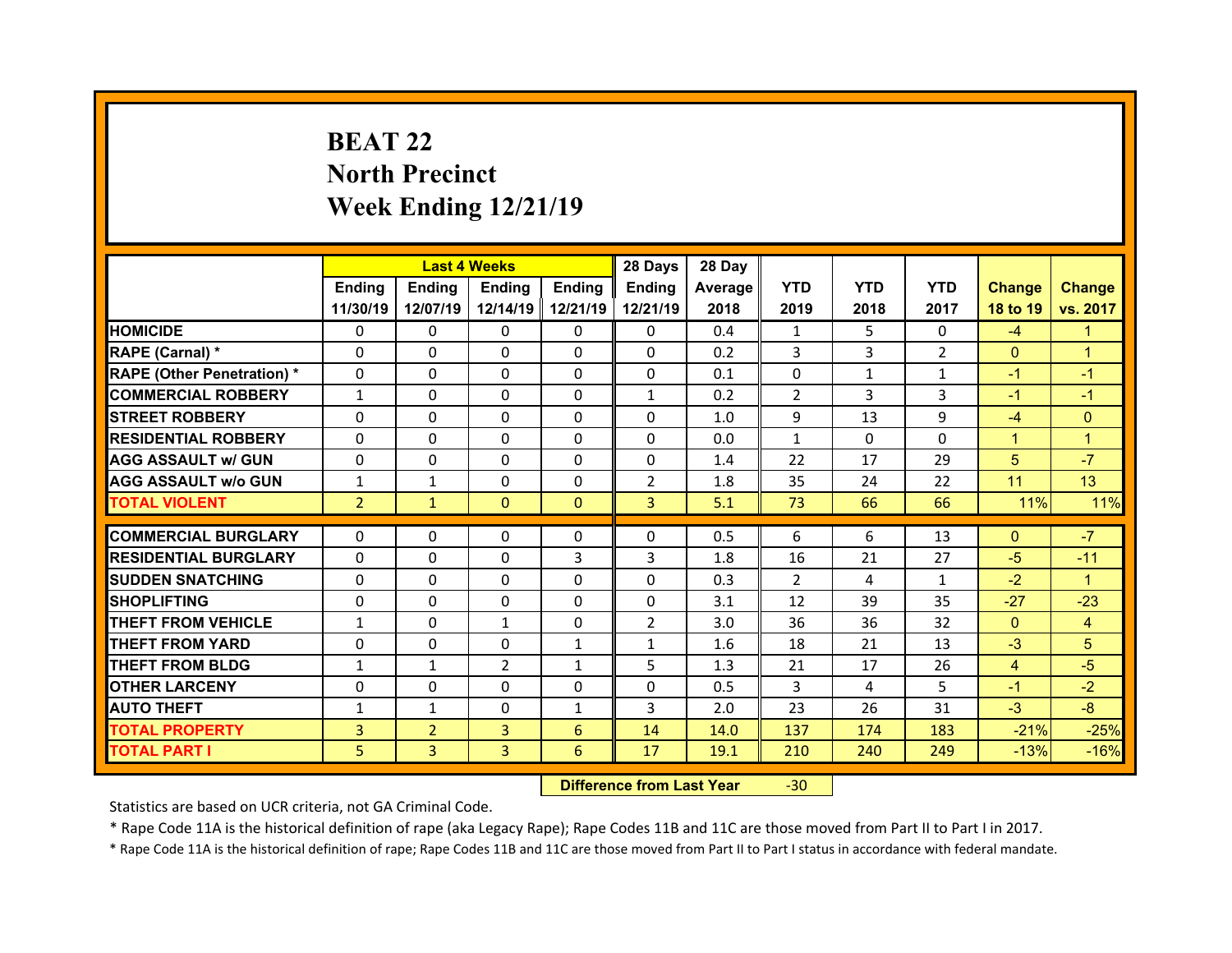# BEAT 22
## North Precinct
## Week Ending 12/21/19

| | Last 4 Weeks | | | | 28 Days | 28 Day | | | | | |
|---|---|---|---|---|---|---|---|---|---|---|---|
| | Ending 11/30/19 | Ending 12/07/19 | Ending 12/14/19 | Ending 12/21/19 | Ending 12/21/19 | Average 2018 | YTD 2019 | YTD 2018 | YTD 2017 | Change 18 to 19 | Change vs. 2017 |
| HOMICIDE | 0 | 0 | 0 | 0 | 0 | 0.4 | 1 | 5 | 0 | -4 | 1 |
| RAPE (Carnal) * | 0 | 0 | 0 | 0 | 0 | 0.2 | 3 | 3 | 2 | 0 | 1 |
| RAPE (Other Penetration) * | 0 | 0 | 0 | 0 | 0 | 0.1 | 0 | 1 | 1 | -1 | -1 |
| COMMERCIAL ROBBERY | 1 | 0 | 0 | 0 | 1 | 0.2 | 2 | 3 | 3 | -1 | -1 |
| STREET ROBBERY | 0 | 0 | 0 | 0 | 0 | 1.0 | 9 | 13 | 9 | -4 | 0 |
| RESIDENTIAL ROBBERY | 0 | 0 | 0 | 0 | 0 | 0.0 | 1 | 0 | 0 | 1 | 1 |
| AGG ASSAULT w/ GUN | 0 | 0 | 0 | 0 | 0 | 1.4 | 22 | 17 | 29 | 5 | -7 |
| AGG ASSAULT w/o GUN | 1 | 1 | 0 | 0 | 2 | 1.8 | 35 | 24 | 22 | 11 | 13 |
| TOTAL VIOLENT | 2 | 1 | 0 | 0 | 3 | 5.1 | 73 | 66 | 66 | 11% | 11% |
| COMMERCIAL BURGLARY | 0 | 0 | 0 | 0 | 0 | 0.5 | 6 | 6 | 13 | 0 | -7 |
| RESIDENTIAL BURGLARY | 0 | 0 | 0 | 3 | 3 | 1.8 | 16 | 21 | 27 | -5 | -11 |
| SUDDEN SNATCHING | 0 | 0 | 0 | 0 | 0 | 0.3 | 2 | 4 | 1 | -2 | 1 |
| SHOPLIFTING | 0 | 0 | 0 | 0 | 0 | 3.1 | 12 | 39 | 35 | -27 | -23 |
| THEFT FROM VEHICLE | 1 | 0 | 1 | 0 | 2 | 3.0 | 36 | 36 | 32 | 0 | 4 |
| THEFT FROM YARD | 0 | 0 | 0 | 1 | 1 | 1.6 | 18 | 21 | 13 | -3 | 5 |
| THEFT FROM BLDG | 1 | 1 | 2 | 1 | 5 | 1.3 | 21 | 17 | 26 | 4 | -5 |
| OTHER LARCENY | 0 | 0 | 0 | 0 | 0 | 0.5 | 3 | 4 | 5 | -1 | -2 |
| AUTO THEFT | 1 | 1 | 0 | 1 | 3 | 2.0 | 23 | 26 | 31 | -3 | -8 |
| TOTAL PROPERTY | 3 | 2 | 3 | 6 | 14 | 14.0 | 137 | 174 | 183 | -21% | -25% |
| TOTAL PART I | 5 | 3 | 3 | 6 | 17 | 19.1 | 210 | 240 | 249 | -13% | -16% |

**Difference from Last Year** -30

Statistics are based on UCR criteria, not GA Criminal Code.

* Rape Code 11A is the historical definition of rape (aka Legacy Rape); Rape Codes 11B and 11C are those moved from Part II to Part I in 2017.

* Rape Code 11A is the historical definition of rape; Rape Codes 11B and 11C are those moved from Part II to Part I status in accordance with federal mandate.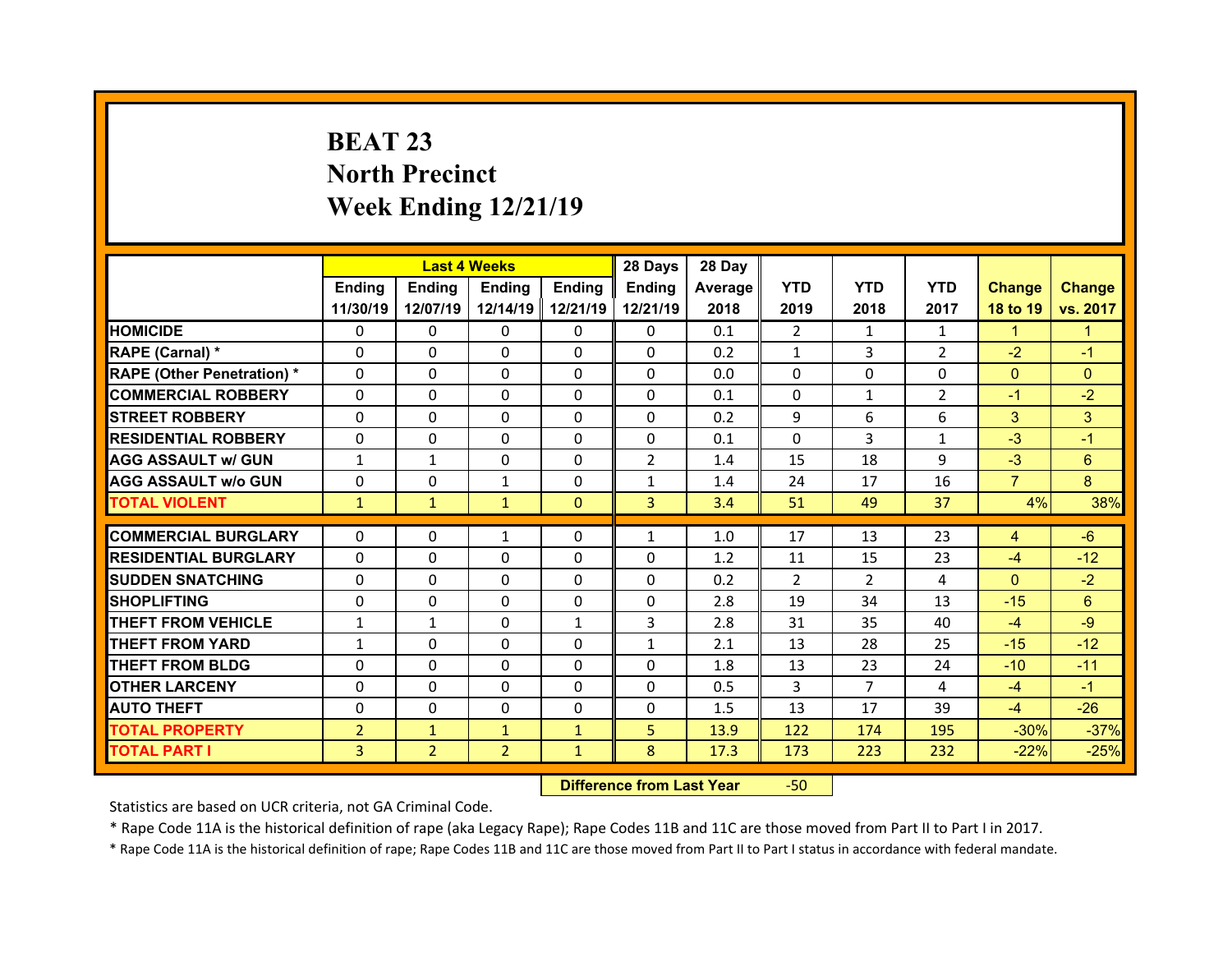# BEAT 23
# North Precinct
# Week Ending 12/21/19

| | Last 4 Weeks | | | | 28 Days | 28 Day | | | | | |
|---|---|---|---|---|---|---|---|---|---|---|---|
| | Ending 11/30/19 | Ending 12/07/19 | Ending 12/14/19 | Ending 12/21/19 | Ending 12/21/19 | Average 2018 | YTD 2019 | YTD 2018 | YTD 2017 | Change 18 to 19 | Change vs. 2017 |
| HOMICIDE | 0 | 0 | 0 | 0 | 0 | 0.1 | 2 | 1 | 1 | 1 | 1 |
| RAPE (Carnal) * | 0 | 0 | 0 | 0 | 0 | 0.2 | 1 | 3 | 2 | -2 | -1 |
| RAPE (Other Penetration) * | 0 | 0 | 0 | 0 | 0 | 0.0 | 0 | 0 | 0 | 0 | 0 |
| COMMERCIAL ROBBERY | 0 | 0 | 0 | 0 | 0 | 0.1 | 0 | 1 | 2 | -1 | -2 |
| STREET ROBBERY | 0 | 0 | 0 | 0 | 0 | 0.2 | 9 | 6 | 6 | 3 | 3 |
| RESIDENTIAL ROBBERY | 0 | 0 | 0 | 0 | 0 | 0.1 | 0 | 3 | 1 | -3 | -1 |
| AGG ASSAULT w/ GUN | 1 | 1 | 0 | 0 | 2 | 1.4 | 15 | 18 | 9 | -3 | 6 |
| AGG ASSAULT w/o GUN | 0 | 0 | 1 | 0 | 1 | 1.4 | 24 | 17 | 16 | 7 | 8 |
| TOTAL VIOLENT | 1 | 1 | 1 | 0 | 3 | 3.4 | 51 | 49 | 37 | 4% | 38% |
| COMMERCIAL BURGLARY | 0 | 0 | 1 | 0 | 1 | 1.0 | 17 | 13 | 23 | 4 | -6 |
| RESIDENTIAL BURGLARY | 0 | 0 | 0 | 0 | 0 | 1.2 | 11 | 15 | 23 | -4 | -12 |
| SUDDEN SNATCHING | 0 | 0 | 0 | 0 | 0 | 0.2 | 2 | 2 | 4 | 0 | -2 |
| SHOPLIFTING | 0 | 0 | 0 | 0 | 0 | 2.8 | 19 | 34 | 13 | -15 | 6 |
| THEFT FROM VEHICLE | 1 | 1 | 0 | 1 | 3 | 2.8 | 31 | 35 | 40 | -4 | -9 |
| THEFT FROM YARD | 1 | 0 | 0 | 0 | 1 | 2.1 | 13 | 28 | 25 | -15 | -12 |
| THEFT FROM BLDG | 0 | 0 | 0 | 0 | 0 | 1.8 | 13 | 23 | 24 | -10 | -11 |
| OTHER LARCENY | 0 | 0 | 0 | 0 | 0 | 0.5 | 3 | 7 | 4 | -4 | -1 |
| AUTO THEFT | 0 | 0 | 0 | 0 | 0 | 1.5 | 13 | 17 | 39 | -4 | -26 |
| TOTAL PROPERTY | 2 | 1 | 1 | 1 | 5 | 13.9 | 122 | 174 | 195 | -30% | -37% |
| TOTAL PART I | 3 | 2 | 2 | 1 | 8 | 17.3 | 173 | 223 | 232 | -22% | -25% |

| Difference from Last Year | -50 |
|---|---|

Statistics are based on UCR criteria, not GA Criminal Code.

* Rape Code 11A is the historical definition of rape (aka Legacy Rape); Rape Codes 11B and 11C are those moved from Part II to Part I in 2017.

* Rape Code 11A is the historical definition of rape; Rape Codes 11B and 11C are those moved from Part II to Part I status in accordance with federal mandate.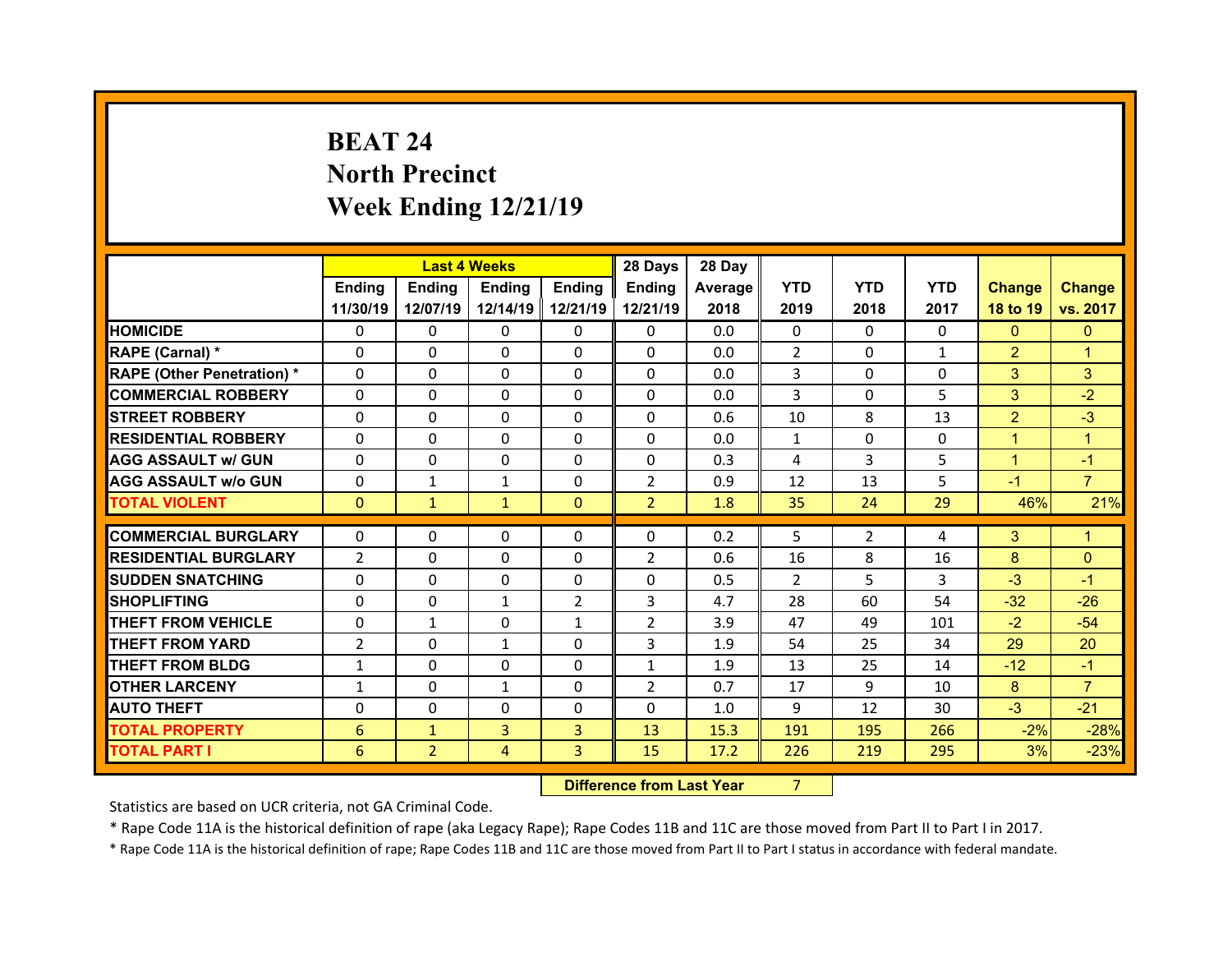# BEAT 24
# North Precinct
# Week Ending 12/21/19

| | Last 4 Weeks | | | | 28 Days | 28 Day | | | | | |
|---|---|---|---|---|---|---|---|---|---|---|---|
| | Ending 11/30/19 | Ending 12/07/19 | Ending 12/14/19 | Ending 12/21/19 | Ending 12/21/19 | Average 2018 | YTD 2019 | YTD 2018 | YTD 2017 | Change 18 to 19 | Change vs. 2017 |
| HOMICIDE | 0 | 0 | 0 | 0 | 0 | 0.0 | 0 | 0 | 0 | 0 | 0 |
| RAPE (Carnal) * | 0 | 0 | 0 | 0 | 0 | 0.0 | 2 | 0 | 1 | 2 | 1 |
| RAPE (Other Penetration) * | 0 | 0 | 0 | 0 | 0 | 0.0 | 3 | 0 | 0 | 3 | 3 |
| COMMERCIAL ROBBERY | 0 | 0 | 0 | 0 | 0 | 0.0 | 3 | 0 | 5 | 3 | -2 |
| STREET ROBBERY | 0 | 0 | 0 | 0 | 0 | 0.6 | 10 | 8 | 13 | 2 | -3 |
| RESIDENTIAL ROBBERY | 0 | 0 | 0 | 0 | 0 | 0.0 | 1 | 0 | 0 | 1 | 1 |
| AGG ASSAULT w/ GUN | 0 | 0 | 0 | 0 | 0 | 0.3 | 4 | 3 | 5 | 1 | -1 |
| AGG ASSAULT w/o GUN | 0 | 1 | 1 | 0 | 2 | 0.9 | 12 | 13 | 5 | -1 | 7 |
| TOTAL VIOLENT | 0 | 1 | 1 | 0 | 2 | 1.8 | 35 | 24 | 29 | 46% | 21% |
| COMMERCIAL BURGLARY | 0 | 0 | 0 | 0 | 0 | 0.2 | 5 | 2 | 4 | 3 | 1 |
| RESIDENTIAL BURGLARY | 2 | 0 | 0 | 0 | 2 | 0.6 | 16 | 8 | 16 | 8 | 0 |
| SUDDEN SNATCHING | 0 | 0 | 0 | 0 | 0 | 0.5 | 2 | 5 | 3 | -3 | -1 |
| SHOPLIFTING | 0 | 0 | 1 | 2 | 3 | 4.7 | 28 | 60 | 54 | -32 | -26 |
| THEFT FROM VEHICLE | 0 | 1 | 0 | 1 | 2 | 3.9 | 47 | 49 | 101 | -2 | -54 |
| THEFT FROM YARD | 2 | 0 | 1 | 0 | 3 | 1.9 | 54 | 25 | 34 | 29 | 20 |
| THEFT FROM BLDG | 1 | 0 | 0 | 0 | 1 | 1.9 | 13 | 25 | 14 | -12 | -1 |
| OTHER LARCENY | 1 | 0 | 1 | 0 | 2 | 0.7 | 17 | 9 | 10 | 8 | 7 |
| AUTO THEFT | 0 | 0 | 0 | 0 | 0 | 1.0 | 9 | 12 | 30 | -3 | -21 |
| TOTAL PROPERTY | 6 | 1 | 3 | 3 | 13 | 15.3 | 191 | 195 | 266 | -2% | -28% |
| TOTAL PART I | 6 | 2 | 4 | 3 | 15 | 17.2 | 226 | 219 | 295 | 3% | -23% |

**Difference from Last Year** 7

Statistics are based on UCR criteria, not GA Criminal Code.

* Rape Code 11A is the historical definition of rape (aka Legacy Rape); Rape Codes 11B and 11C are those moved from Part II to Part I in 2017.

* Rape Code 11A is the historical definition of rape; Rape Codes 11B and 11C are those moved from Part II to Part I status in accordance with federal mandate.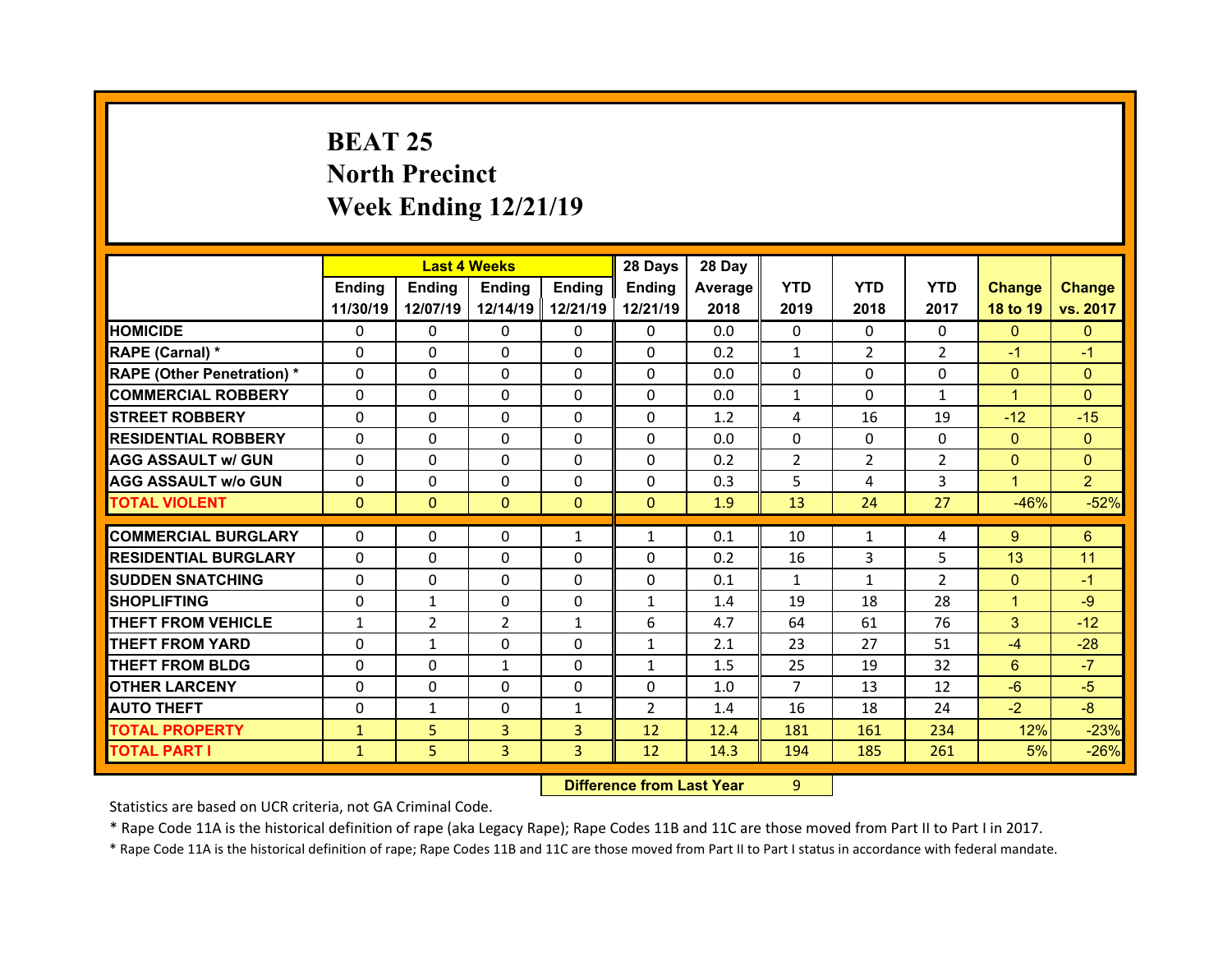# BEAT 25
## North Precinct
## Week Ending 12/21/19

| | Last 4 Weeks | | | | 28 Days | 28 Day | | | | | |
|---|---|---|---|---|---|---|---|---|---|---|---|
| | Ending 11/30/19 | Ending 12/07/19 | Ending 12/14/19 | Ending 12/21/19 | Ending 12/21/19 | Average 2018 | YTD 2019 | YTD 2018 | YTD 2017 | Change 18 to 19 | Change vs. 2017 |
| HOMICIDE | 0 | 0 | 0 | 0 | 0 | 0.0 | 0 | 0 | 0 | 0 | 0 |
| RAPE (Carnal) * | 0 | 0 | 0 | 0 | 0 | 0.2 | 1 | 2 | 2 | -1 | -1 |
| RAPE (Other Penetration) * | 0 | 0 | 0 | 0 | 0 | 0.0 | 0 | 0 | 0 | 0 | 0 |
| COMMERCIAL ROBBERY | 0 | 0 | 0 | 0 | 0 | 0.0 | 1 | 0 | 1 | 1 | 0 |
| STREET ROBBERY | 0 | 0 | 0 | 0 | 0 | 1.2 | 4 | 16 | 19 | -12 | -15 |
| RESIDENTIAL ROBBERY | 0 | 0 | 0 | 0 | 0 | 0.0 | 0 | 0 | 0 | 0 | 0 |
| AGG ASSAULT w/ GUN | 0 | 0 | 0 | 0 | 0 | 0.2 | 2 | 2 | 2 | 0 | 0 |
| AGG ASSAULT w/o GUN | 0 | 0 | 0 | 0 | 0 | 0.3 | 5 | 4 | 3 | 1 | 2 |
| TOTAL VIOLENT | 0 | 0 | 0 | 0 | 0 | 1.9 | 13 | 24 | 27 | -46% | -52% |
| COMMERCIAL BURGLARY | 0 | 0 | 0 | 1 | 1 | 0.1 | 10 | 1 | 4 | 9 | 6 |
| RESIDENTIAL BURGLARY | 0 | 0 | 0 | 0 | 0 | 0.2 | 16 | 3 | 5 | 13 | 11 |
| SUDDEN SNATCHING | 0 | 0 | 0 | 0 | 0 | 0.1 | 1 | 1 | 2 | 0 | -1 |
| SHOPLIFTING | 0 | 1 | 0 | 0 | 1 | 1.4 | 19 | 18 | 28 | 1 | -9 |
| THEFT FROM VEHICLE | 1 | 2 | 2 | 1 | 6 | 4.7 | 64 | 61 | 76 | 3 | -12 |
| THEFT FROM YARD | 0 | 1 | 0 | 0 | 1 | 2.1 | 23 | 27 | 51 | -4 | -28 |
| THEFT FROM BLDG | 0 | 0 | 1 | 0 | 1 | 1.5 | 25 | 19 | 32 | 6 | -7 |
| OTHER LARCENY | 0 | 0 | 0 | 0 | 0 | 1.0 | 7 | 13 | 12 | -6 | -5 |
| AUTO THEFT | 0 | 1 | 0 | 1 | 2 | 1.4 | 16 | 18 | 24 | -2 | -8 |
| TOTAL PROPERTY | 1 | 5 | 3 | 3 | 12 | 12.4 | 181 | 161 | 234 | 12% | -23% |
| TOTAL PART I | 1 | 5 | 3 | 3 | 12 | 14.3 | 194 | 185 | 261 | 5% | -26% |

**Difference from Last Year** 9

Statistics are based on UCR criteria, not GA Criminal Code.

* Rape Code 11A is the historical definition of rape (aka Legacy Rape); Rape Codes 11B and 11C are those moved from Part II to Part I in 2017.

* Rape Code 11A is the historical definition of rape; Rape Codes 11B and 11C are those moved from Part II to Part I status in accordance with federal mandate.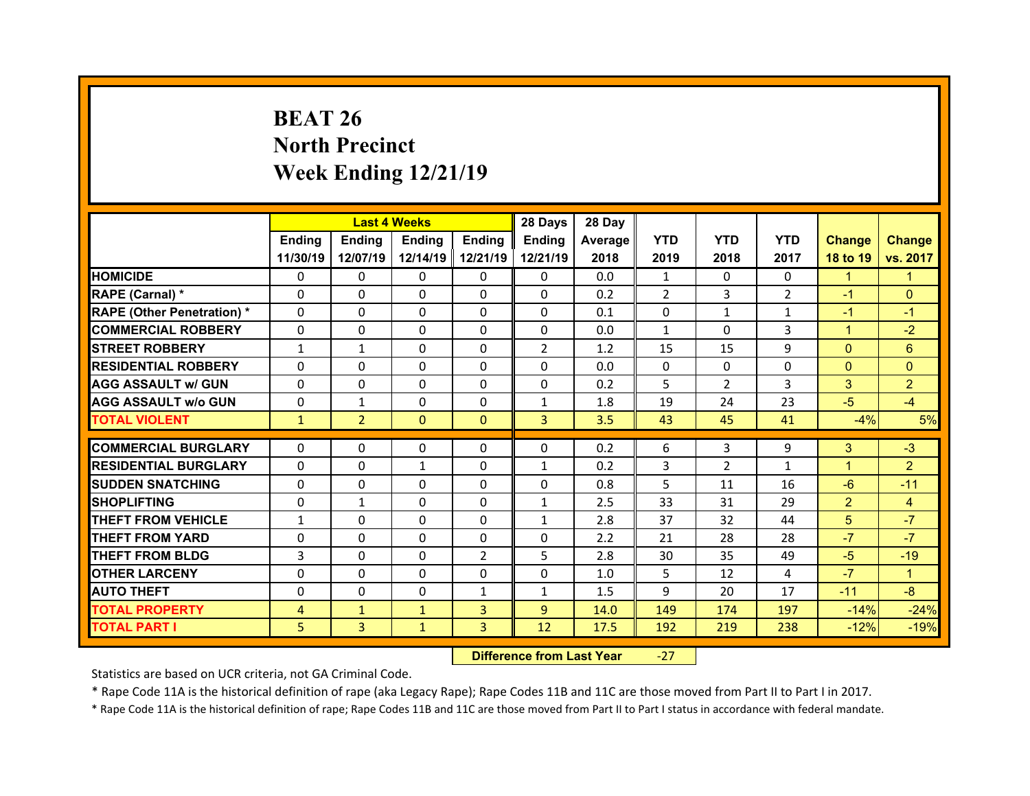# BEAT 26
## North Precinct
## Week Ending 12/21/19

| | Last 4 Weeks | | | | 28 Days | 28 Day | | | | | |
|---|---|---|---|---|---|---|---|---|---|---|---|
| | Ending 11/30/19 | Ending 12/07/19 | Ending 12/14/19 | Ending 12/21/19 | Ending 12/21/19 | Average 2018 | YTD 2019 | YTD 2018 | YTD 2017 | Change 18 to 19 | Change vs. 2017 |
| HOMICIDE | 0 | 0 | 0 | 0 | 0 | 0.0 | 1 | 0 | 0 | 1 | 1 |
| RAPE (Carnal) * | 0 | 0 | 0 | 0 | 0 | 0.2 | 2 | 3 | 2 | -1 | 0 |
| RAPE (Other Penetration) * | 0 | 0 | 0 | 0 | 0 | 0.1 | 0 | 1 | 1 | -1 | -1 |
| COMMERCIAL ROBBERY | 0 | 0 | 0 | 0 | 0 | 0.0 | 1 | 0 | 3 | 1 | -2 |
| STREET ROBBERY | 1 | 1 | 0 | 0 | 2 | 1.2 | 15 | 15 | 9 | 0 | 6 |
| RESIDENTIAL ROBBERY | 0 | 0 | 0 | 0 | 0 | 0.0 | 0 | 0 | 0 | 0 | 0 |
| AGG ASSAULT w/ GUN | 0 | 0 | 0 | 0 | 0 | 0.2 | 5 | 2 | 3 | 3 | 2 |
| AGG ASSAULT w/o GUN | 0 | 1 | 0 | 0 | 1 | 1.8 | 19 | 24 | 23 | -5 | -4 |
| TOTAL VIOLENT | 1 | 2 | 0 | 0 | 3 | 3.5 | 43 | 45 | 41 | -4% | 5% |
| COMMERCIAL BURGLARY | 0 | 0 | 0 | 0 | 0 | 0.2 | 6 | 3 | 9 | 3 | -3 |
| RESIDENTIAL BURGLARY | 0 | 0 | 1 | 0 | 1 | 0.2 | 3 | 2 | 1 | 1 | 2 |
| SUDDEN SNATCHING | 0 | 0 | 0 | 0 | 0 | 0.8 | 5 | 11 | 16 | -6 | -11 |
| SHOPLIFTING | 0 | 1 | 0 | 0 | 1 | 2.5 | 33 | 31 | 29 | 2 | 4 |
| THEFT FROM VEHICLE | 1 | 0 | 0 | 0 | 1 | 2.8 | 37 | 32 | 44 | 5 | -7 |
| THEFT FROM YARD | 0 | 0 | 0 | 0 | 0 | 2.2 | 21 | 28 | 28 | -7 | -7 |
| THEFT FROM BLDG | 3 | 0 | 0 | 2 | 5 | 2.8 | 30 | 35 | 49 | -5 | -19 |
| OTHER LARCENY | 0 | 0 | 0 | 0 | 0 | 1.0 | 5 | 12 | 4 | -7 | 1 |
| AUTO THEFT | 0 | 0 | 0 | 1 | 1 | 1.5 | 9 | 20 | 17 | -11 | -8 |
| TOTAL PROPERTY | 4 | 1 | 1 | 3 | 9 | 14.0 | 149 | 174 | 197 | -14% | -24% |
| TOTAL PART I | 5 | 3 | 1 | 3 | 12 | 17.5 | 192 | 219 | 238 | -12% | -19% |

| Difference from Last Year | -27 |
|---|---|

Statistics are based on UCR criteria, not GA Criminal Code.

* Rape Code 11A is the historical definition of rape (aka Legacy Rape); Rape Codes 11B and 11C are those moved from Part II to Part I in 2017.

* Rape Code 11A is the historical definition of rape; Rape Codes 11B and 11C are those moved from Part II to Part I status in accordance with federal mandate.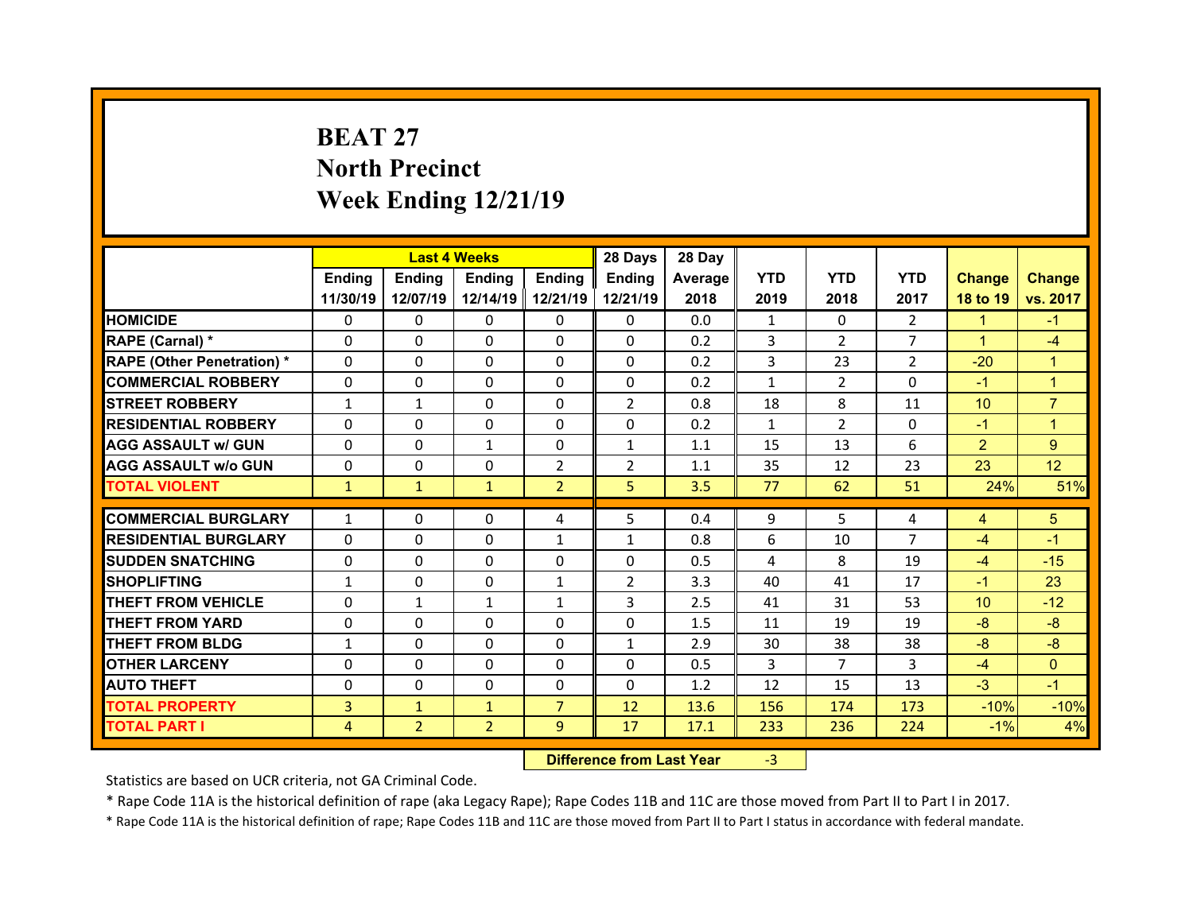# BEAT 27
## North Precinct
## Week Ending 12/21/19

| | Last 4 Weeks | | | | 28 Days | 28 Day | | | | | |
|---|---|---|---|---|---|---|---|---|---|---|---|
| | Ending 11/30/19 | Ending 12/07/19 | Ending 12/14/19 | Ending 12/21/19 | Ending 12/21/19 | Average 2018 | YTD 2019 | YTD 2018 | YTD 2017 | Change 18 to 19 | Change vs. 2017 |
| HOMICIDE | 0 | 0 | 0 | 0 | 0 | 0.0 | 1 | 0 | 2 | 1 | -1 |
| RAPE (Carnal) * | 0 | 0 | 0 | 0 | 0 | 0.2 | 3 | 2 | 7 | 1 | -4 |
| RAPE (Other Penetration) * | 0 | 0 | 0 | 0 | 0 | 0.2 | 3 | 23 | 2 | -20 | 1 |
| COMMERCIAL ROBBERY | 0 | 0 | 0 | 0 | 0 | 0.2 | 1 | 2 | 0 | -1 | 1 |
| STREET ROBBERY | 1 | 1 | 0 | 0 | 2 | 0.8 | 18 | 8 | 11 | 10 | 7 |
| RESIDENTIAL ROBBERY | 0 | 0 | 0 | 0 | 0 | 0.2 | 1 | 2 | 0 | -1 | 1 |
| AGG ASSAULT w/ GUN | 0 | 0 | 1 | 0 | 1 | 1.1 | 15 | 13 | 6 | 2 | 9 |
| AGG ASSAULT w/o GUN | 0 | 0 | 0 | 2 | 2 | 1.1 | 35 | 12 | 23 | 23 | 12 |
| TOTAL VIOLENT | 1 | 1 | 1 | 2 | 5 | 3.5 | 77 | 62 | 51 | 24% | 51% |
| COMMERCIAL BURGLARY | 1 | 0 | 0 | 4 | 5 | 0.4 | 9 | 5 | 4 | 4 | 5 |
| RESIDENTIAL BURGLARY | 0 | 0 | 0 | 1 | 1 | 0.8 | 6 | 10 | 7 | -4 | -1 |
| SUDDEN SNATCHING | 0 | 0 | 0 | 0 | 0 | 0.5 | 4 | 8 | 19 | -4 | -15 |
| SHOPLIFTING | 1 | 0 | 0 | 1 | 2 | 3.3 | 40 | 41 | 17 | -1 | 23 |
| THEFT FROM VEHICLE | 0 | 1 | 1 | 1 | 3 | 2.5 | 41 | 31 | 53 | 10 | -12 |
| THEFT FROM YARD | 0 | 0 | 0 | 0 | 0 | 1.5 | 11 | 19 | 19 | -8 | -8 |
| THEFT FROM BLDG | 1 | 0 | 0 | 0 | 1 | 2.9 | 30 | 38 | 38 | -8 | -8 |
| OTHER LARCENY | 0 | 0 | 0 | 0 | 0 | 0.5 | 3 | 7 | 3 | -4 | 0 |
| AUTO THEFT | 0 | 0 | 0 | 0 | 0 | 1.2 | 12 | 15 | 13 | -3 | -1 |
| TOTAL PROPERTY | 3 | 1 | 1 | 7 | 12 | 13.6 | 156 | 174 | 173 | -10% | -10% |
| TOTAL PART I | 4 | 2 | 2 | 9 | 17 | 17.1 | 233 | 236 | 224 | -1% | 4% |

**Difference from Last Year** -3

Statistics are based on UCR criteria, not GA Criminal Code.

* Rape Code 11A is the historical definition of rape (aka Legacy Rape); Rape Codes 11B and 11C are those moved from Part II to Part I in 2017.

* Rape Code 11A is the historical definition of rape; Rape Codes 11B and 11C are those moved from Part II to Part I status in accordance with federal mandate.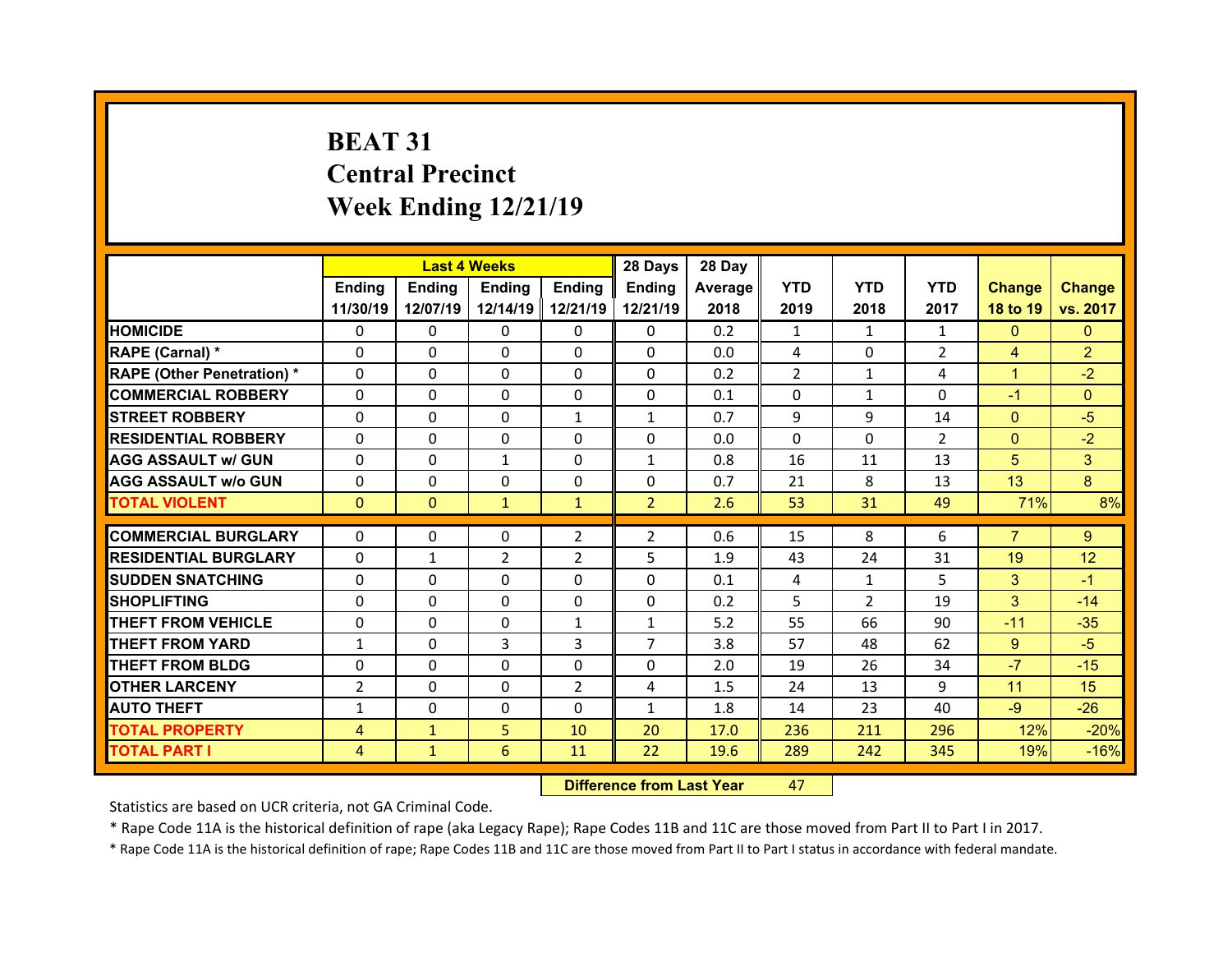# BEAT 31
## Central Precinct
## Week Ending 12/21/19

| | Last 4 Weeks | | | | 28 Days | 28 Day | | | | | |
|---|---|---|---|---|---|---|---|---|---|---|---|
| | Ending 11/30/19 | Ending 12/07/19 | Ending 12/14/19 | Ending 12/21/19 | Ending 12/21/19 | Average 2018 | YTD 2019 | YTD 2018 | YTD 2017 | Change 18 to 19 | Change vs. 2017 |
| HOMICIDE | 0 | 0 | 0 | 0 | 0 | 0.2 | 1 | 1 | 1 | 0 | 0 |
| RAPE (Carnal) * | 0 | 0 | 0 | 0 | 0 | 0.0 | 4 | 0 | 2 | 4 | 2 |
| RAPE (Other Penetration) * | 0 | 0 | 0 | 0 | 0 | 0.2 | 2 | 1 | 4 | 1 | -2 |
| COMMERCIAL ROBBERY | 0 | 0 | 0 | 0 | 0 | 0.1 | 0 | 1 | 0 | -1 | 0 |
| STREET ROBBERY | 0 | 0 | 0 | 1 | 1 | 0.7 | 9 | 9 | 14 | 0 | -5 |
| RESIDENTIAL ROBBERY | 0 | 0 | 0 | 0 | 0 | 0.0 | 0 | 0 | 2 | 0 | -2 |
| AGG ASSAULT w/ GUN | 0 | 0 | 1 | 0 | 1 | 0.8 | 16 | 11 | 13 | 5 | 3 |
| AGG ASSAULT w/o GUN | 0 | 0 | 0 | 0 | 0 | 0.7 | 21 | 8 | 13 | 13 | 8 |
| TOTAL VIOLENT | 0 | 0 | 1 | 1 | 2 | 2.6 | 53 | 31 | 49 | 71% | 8% |
| COMMERCIAL BURGLARY | 0 | 0 | 0 | 2 | 2 | 0.6 | 15 | 8 | 6 | 7 | 9 |
| RESIDENTIAL BURGLARY | 0 | 1 | 2 | 2 | 5 | 1.9 | 43 | 24 | 31 | 19 | 12 |
| SUDDEN SNATCHING | 0 | 0 | 0 | 0 | 0 | 0.1 | 4 | 1 | 5 | 3 | -1 |
| SHOPLIFTING | 0 | 0 | 0 | 0 | 0 | 0.2 | 5 | 2 | 19 | 3 | -14 |
| THEFT FROM VEHICLE | 0 | 0 | 0 | 1 | 1 | 5.2 | 55 | 66 | 90 | -11 | -35 |
| THEFT FROM YARD | 1 | 0 | 3 | 3 | 7 | 3.8 | 57 | 48 | 62 | 9 | -5 |
| THEFT FROM BLDG | 0 | 0 | 0 | 0 | 0 | 2.0 | 19 | 26 | 34 | -7 | -15 |
| OTHER LARCENY | 2 | 0 | 0 | 2 | 4 | 1.5 | 24 | 13 | 9 | 11 | 15 |
| AUTO THEFT | 1 | 0 | 0 | 0 | 1 | 1.8 | 14 | 23 | 40 | -9 | -26 |
| TOTAL PROPERTY | 4 | 1 | 5 | 10 | 20 | 17.0 | 236 | 211 | 296 | 12% | -20% |
| TOTAL PART I | 4 | 1 | 6 | 11 | 22 | 19.6 | 289 | 242 | 345 | 19% | -16% |

**Difference from Last Year** 47

Statistics are based on UCR criteria, not GA Criminal Code.

* Rape Code 11A is the historical definition of rape (aka Legacy Rape); Rape Codes 11B and 11C are those moved from Part II to Part I in 2017.

* Rape Code 11A is the historical definition of rape; Rape Codes 11B and 11C are those moved from Part II to Part I status in accordance with federal mandate.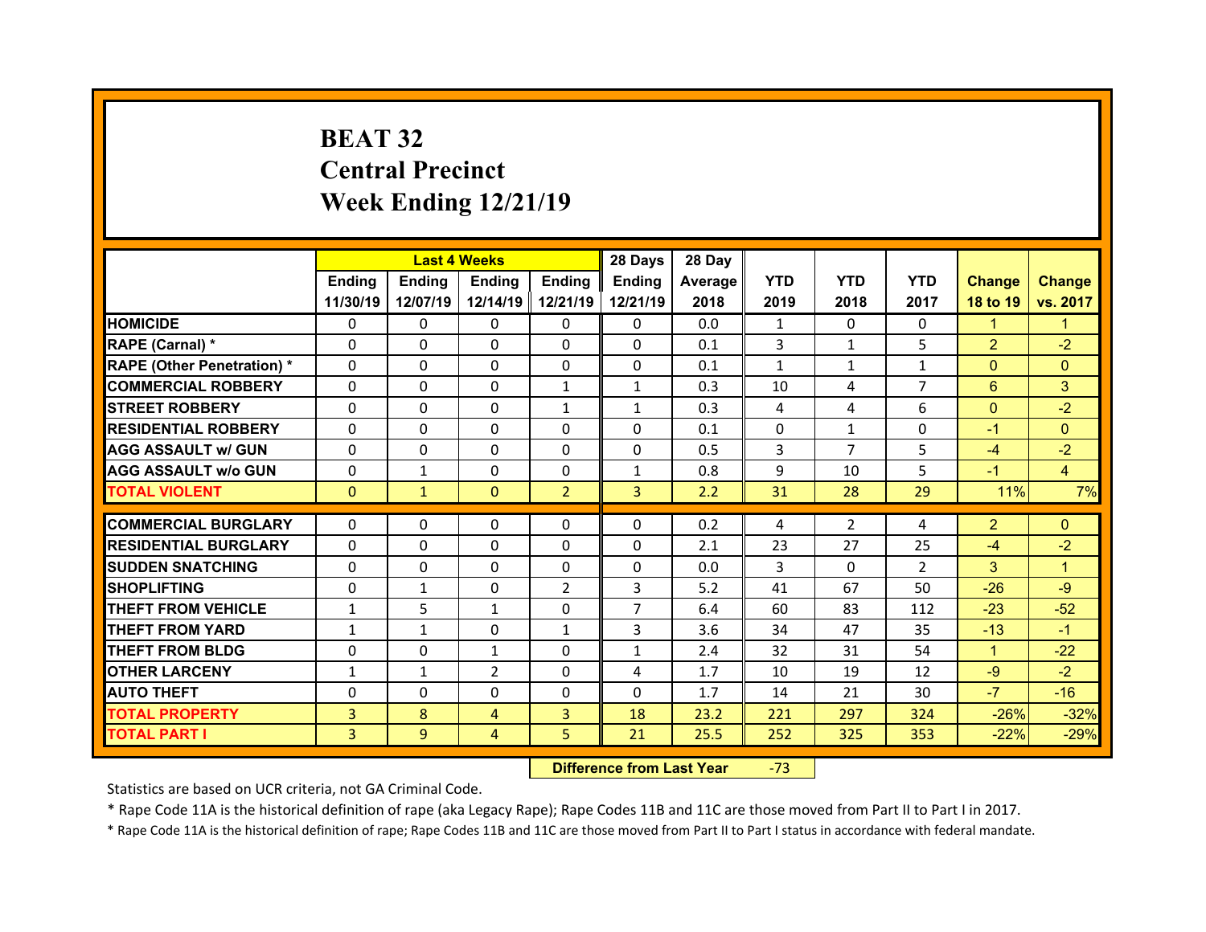# BEAT 32
## Central Precinct
## Week Ending 12/21/19

| | Last 4 Weeks | | | | 28 Days | 28 Day | YTD | YTD | YTD | Change | Change |
|---|---|---|---|---|---|---|---|---|---|---|---|
| | Ending 11/30/19 | Ending 12/07/19 | Ending 12/14/19 | Ending 12/21/19 | Ending 12/21/19 | Average 2018 | 2019 | 2018 | 2017 | 18 to 19 | vs. 2017 |
| HOMICIDE | 0 | 0 | 0 | 0 | 0 | 0.0 | 1 | 0 | 0 | 1 | 1 |
| RAPE (Carnal) * | 0 | 0 | 0 | 0 | 0 | 0.1 | 3 | 1 | 5 | 2 | -2 |
| RAPE (Other Penetration) * | 0 | 0 | 0 | 0 | 0 | 0.1 | 1 | 1 | 1 | 0 | 0 |
| COMMERCIAL ROBBERY | 0 | 0 | 0 | 1 | 1 | 0.3 | 10 | 4 | 7 | 6 | 3 |
| STREET ROBBERY | 0 | 0 | 0 | 1 | 1 | 0.3 | 4 | 4 | 6 | 0 | -2 |
| RESIDENTIAL ROBBERY | 0 | 0 | 0 | 0 | 0 | 0.1 | 0 | 1 | 0 | -1 | 0 |
| AGG ASSAULT w/ GUN | 0 | 0 | 0 | 0 | 0 | 0.5 | 3 | 7 | 5 | -4 | -2 |
| AGG ASSAULT w/o GUN | 0 | 1 | 0 | 0 | 1 | 0.8 | 9 | 10 | 5 | -1 | 4 |
| TOTAL VIOLENT | 0 | 1 | 0 | 2 | 3 | 2.2 | 31 | 28 | 29 | 11% | 7% |
| COMMERCIAL BURGLARY | 0 | 0 | 0 | 0 | 0 | 0.2 | 4 | 2 | 4 | 2 | 0 |
| RESIDENTIAL BURGLARY | 0 | 0 | 0 | 0 | 0 | 2.1 | 23 | 27 | 25 | -4 | -2 |
| SUDDEN SNATCHING | 0 | 0 | 0 | 0 | 0 | 0.0 | 3 | 0 | 2 | 3 | 1 |
| SHOPLIFTING | 0 | 1 | 0 | 2 | 3 | 5.2 | 41 | 67 | 50 | -26 | -9 |
| THEFT FROM VEHICLE | 1 | 5 | 1 | 0 | 7 | 6.4 | 60 | 83 | 112 | -23 | -52 |
| THEFT FROM YARD | 1 | 1 | 0 | 1 | 3 | 3.6 | 34 | 47 | 35 | -13 | -1 |
| THEFT FROM BLDG | 0 | 0 | 1 | 0 | 1 | 2.4 | 32 | 31 | 54 | 1 | -22 |
| OTHER LARCENY | 1 | 1 | 2 | 0 | 4 | 1.7 | 10 | 19 | 12 | -9 | -2 |
| AUTO THEFT | 0 | 0 | 0 | 0 | 0 | 1.7 | 14 | 21 | 30 | -7 | -16 |
| TOTAL PROPERTY | 3 | 8 | 4 | 3 | 18 | 23.2 | 221 | 297 | 324 | -26% | -32% |
| TOTAL PART I | 3 | 9 | 4 | 5 | 21 | 25.5 | 252 | 325 | 353 | -22% | -29% |

**Difference from Last Year** -73

Statistics are based on UCR criteria, not GA Criminal Code.

* Rape Code 11A is the historical definition of rape (aka Legacy Rape); Rape Codes 11B and 11C are those moved from Part II to Part I in 2017.

* Rape Code 11A is the historical definition of rape; Rape Codes 11B and 11C are those moved from Part II to Part I status in accordance with federal mandate.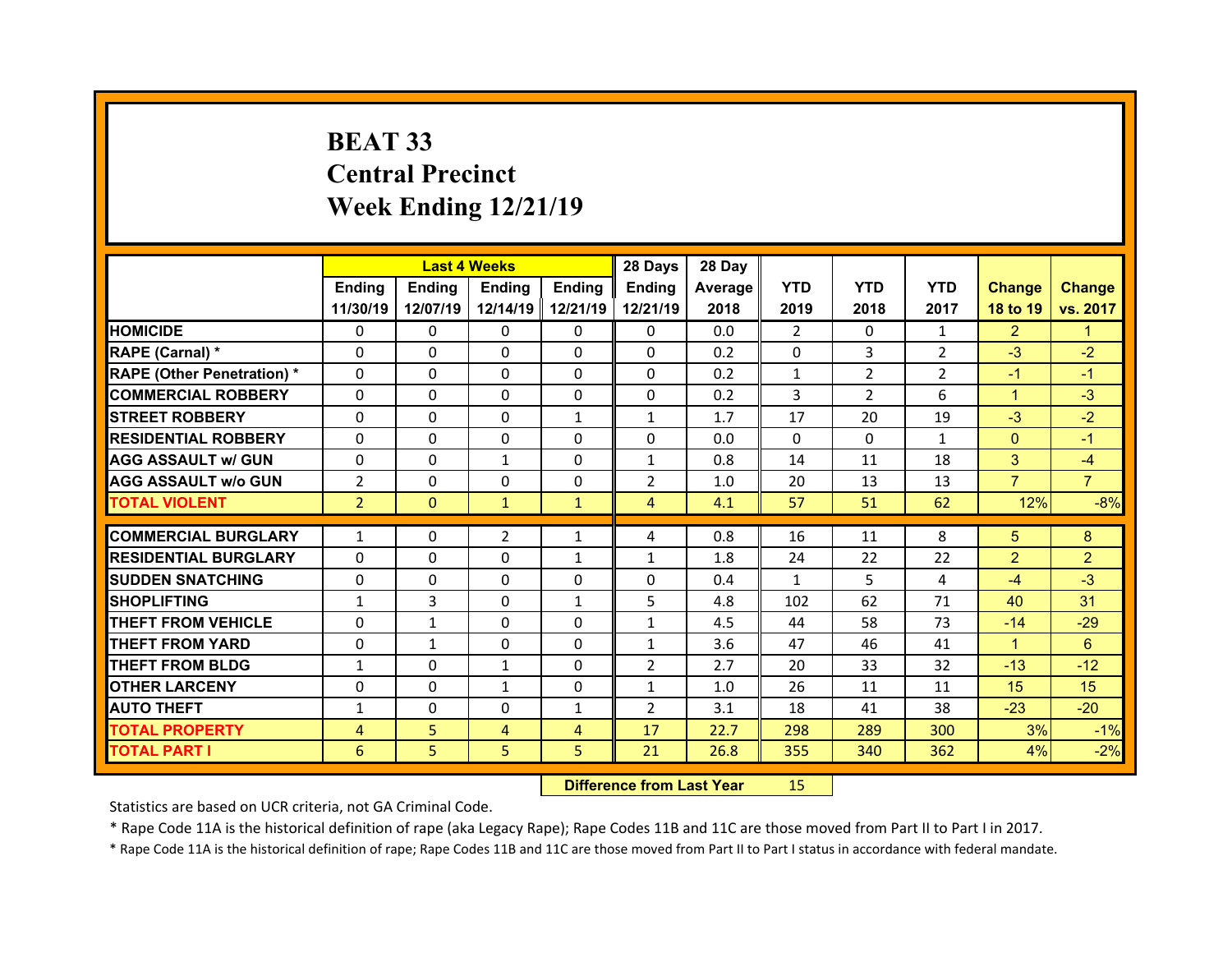# BEAT 33
## Central Precinct
## Week Ending 12/21/19

| | Last 4 Weeks | | | | 28 Days | 28 Day | | | | | |
|---|---|---|---|---|---|---|---|---|---|---|---|
| | Ending 11/30/19 | Ending 12/07/19 | Ending 12/14/19 | Ending 12/21/19 | Ending 12/21/19 | Average 2018 | YTD 2019 | YTD 2018 | YTD 2017 | Change 18 to 19 | Change vs. 2017 |
| HOMICIDE | 0 | 0 | 0 | 0 | 0 | 0.0 | 2 | 0 | 1 | 2 | 1 |
| RAPE (Carnal) * | 0 | 0 | 0 | 0 | 0 | 0.2 | 0 | 3 | 2 | -3 | -2 |
| RAPE (Other Penetration) * | 0 | 0 | 0 | 0 | 0 | 0.2 | 1 | 2 | 2 | -1 | -1 |
| COMMERCIAL ROBBERY | 0 | 0 | 0 | 0 | 0 | 0.2 | 3 | 2 | 6 | 1 | -3 |
| STREET ROBBERY | 0 | 0 | 0 | 1 | 1 | 1.7 | 17 | 20 | 19 | -3 | -2 |
| RESIDENTIAL ROBBERY | 0 | 0 | 0 | 0 | 0 | 0.0 | 0 | 0 | 1 | 0 | -1 |
| AGG ASSAULT w/ GUN | 0 | 0 | 1 | 0 | 1 | 0.8 | 14 | 11 | 18 | 3 | -4 |
| AGG ASSAULT w/o GUN | 2 | 0 | 0 | 0 | 2 | 1.0 | 20 | 13 | 13 | 7 | 7 |
| TOTAL VIOLENT | 2 | 0 | 1 | 1 | 4 | 4.1 | 57 | 51 | 62 | 12% | -8% |
| COMMERCIAL BURGLARY | 1 | 0 | 2 | 1 | 4 | 0.8 | 16 | 11 | 8 | 5 | 8 |
| RESIDENTIAL BURGLARY | 0 | 0 | 0 | 1 | 1 | 1.8 | 24 | 22 | 22 | 2 | 2 |
| SUDDEN SNATCHING | 0 | 0 | 0 | 0 | 0 | 0.4 | 1 | 5 | 4 | -4 | -3 |
| SHOPLIFTING | 1 | 3 | 0 | 1 | 5 | 4.8 | 102 | 62 | 71 | 40 | 31 |
| THEFT FROM VEHICLE | 0 | 1 | 0 | 0 | 1 | 4.5 | 44 | 58 | 73 | -14 | -29 |
| THEFT FROM YARD | 0 | 1 | 0 | 0 | 1 | 3.6 | 47 | 46 | 41 | 1 | 6 |
| THEFT FROM BLDG | 1 | 0 | 1 | 0 | 2 | 2.7 | 20 | 33 | 32 | -13 | -12 |
| OTHER LARCENY | 0 | 0 | 1 | 0 | 1 | 1.0 | 26 | 11 | 11 | 15 | 15 |
| AUTO THEFT | 1 | 0 | 0 | 1 | 2 | 3.1 | 18 | 41 | 38 | -23 | -20 |
| TOTAL PROPERTY | 4 | 5 | 4 | 4 | 17 | 22.7 | 298 | 289 | 300 | 3% | -1% |
| TOTAL PART I | 6 | 5 | 5 | 5 | 21 | 26.8 | 355 | 340 | 362 | 4% | -2% |

| Difference from Last Year | 15 |
|---|---|

Statistics are based on UCR criteria, not GA Criminal Code.

* Rape Code 11A is the historical definition of rape (aka Legacy Rape); Rape Codes 11B and 11C are those moved from Part II to Part I in 2017.

* Rape Code 11A is the historical definition of rape; Rape Codes 11B and 11C are those moved from Part II to Part I status in accordance with federal mandate.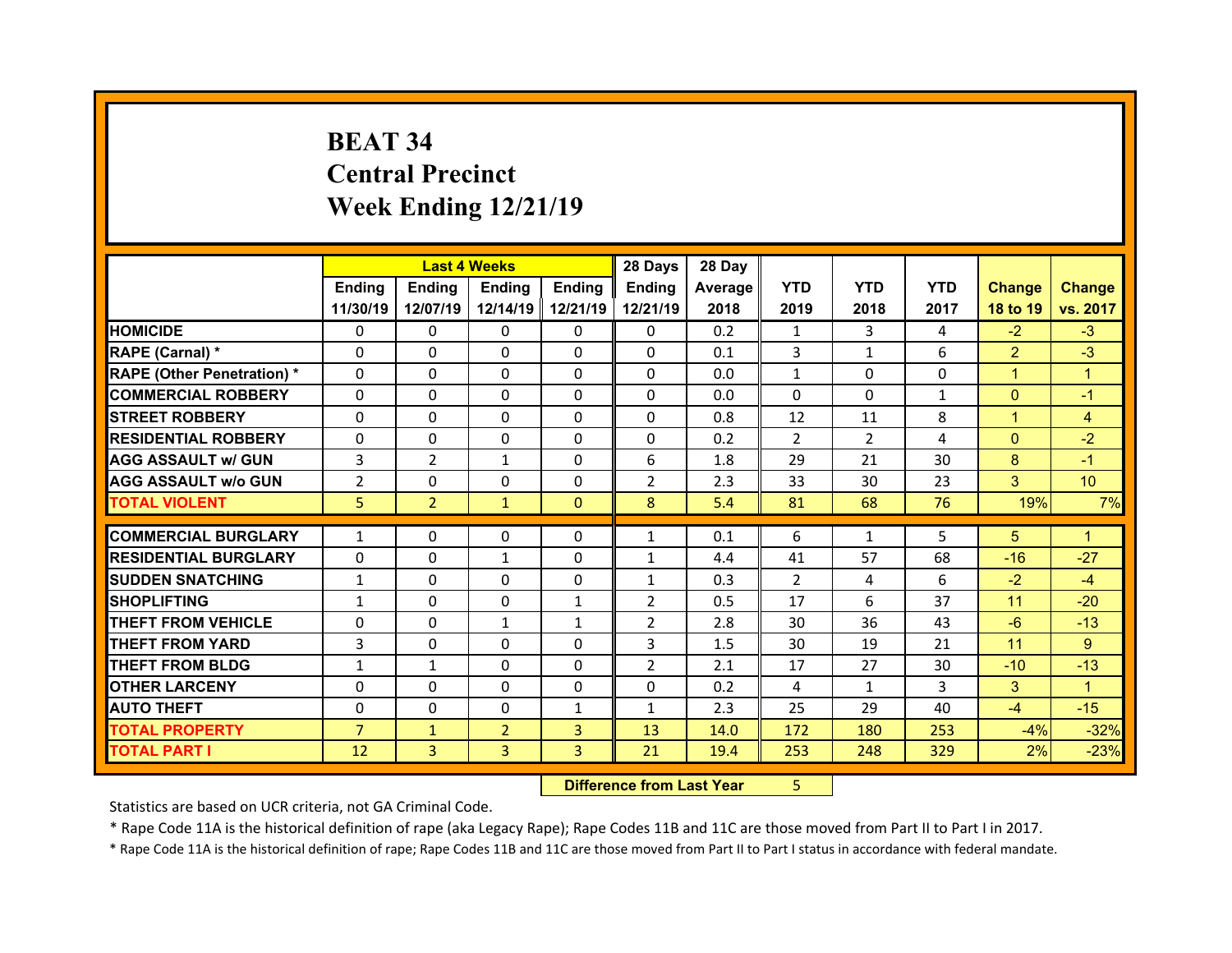# BEAT 34
## Central Precinct
## Week Ending 12/21/19

| | Last 4 Weeks | | | | 28 Days | 28 Day | YTD | YTD | YTD | Change | Change |
|---|---|---|---|---|---|---|---|---|---|---|---|
| | Ending 11/30/19 | Ending 12/07/19 | Ending 12/14/19 | Ending 12/21/19 | Ending 12/21/19 | Average 2018 | 2019 | 2018 | 2017 | 18 to 19 | vs. 2017 |
| HOMICIDE | 0 | 0 | 0 | 0 | 0 | 0.2 | 1 | 3 | 4 | -2 | -3 |
| RAPE (Carnal) * | 0 | 0 | 0 | 0 | 0 | 0.1 | 3 | 1 | 6 | 2 | -3 |
| RAPE (Other Penetration) * | 0 | 0 | 0 | 0 | 0 | 0.0 | 1 | 0 | 0 | 1 | 1 |
| COMMERCIAL ROBBERY | 0 | 0 | 0 | 0 | 0 | 0.0 | 0 | 0 | 1 | 0 | -1 |
| STREET ROBBERY | 0 | 0 | 0 | 0 | 0 | 0.8 | 12 | 11 | 8 | 1 | 4 |
| RESIDENTIAL ROBBERY | 0 | 0 | 0 | 0 | 0 | 0.2 | 2 | 2 | 4 | 0 | -2 |
| AGG ASSAULT w/ GUN | 3 | 2 | 1 | 0 | 6 | 1.8 | 29 | 21 | 30 | 8 | -1 |
| AGG ASSAULT w/o GUN | 2 | 0 | 0 | 0 | 2 | 2.3 | 33 | 30 | 23 | 3 | 10 |
| TOTAL VIOLENT | 5 | 2 | 1 | 0 | 8 | 5.4 | 81 | 68 | 76 | 19% | 7% |
| COMMERCIAL BURGLARY | 1 | 0 | 0 | 0 | 1 | 0.1 | 6 | 1 | 5 | 5 | 1 |
| RESIDENTIAL BURGLARY | 0 | 0 | 1 | 0 | 1 | 4.4 | 41 | 57 | 68 | -16 | -27 |
| SUDDEN SNATCHING | 1 | 0 | 0 | 0 | 1 | 0.3 | 2 | 4 | 6 | -2 | -4 |
| SHOPLIFTING | 1 | 0 | 0 | 1 | 2 | 0.5 | 17 | 6 | 37 | 11 | -20 |
| THEFT FROM VEHICLE | 0 | 0 | 1 | 1 | 2 | 2.8 | 30 | 36 | 43 | -6 | -13 |
| THEFT FROM YARD | 3 | 0 | 0 | 0 | 3 | 1.5 | 30 | 19 | 21 | 11 | 9 |
| THEFT FROM BLDG | 1 | 1 | 0 | 0 | 2 | 2.1 | 17 | 27 | 30 | -10 | -13 |
| OTHER LARCENY | 0 | 0 | 0 | 0 | 0 | 0.2 | 4 | 1 | 3 | 3 | 1 |
| AUTO THEFT | 0 | 0 | 0 | 1 | 1 | 2.3 | 25 | 29 | 40 | -4 | -15 |
| TOTAL PROPERTY | 7 | 1 | 2 | 3 | 13 | 14.0 | 172 | 180 | 253 | -4% | -32% |
| TOTAL PART I | 12 | 3 | 3 | 3 | 21 | 19.4 | 253 | 248 | 329 | 2% | -23% |

| Difference from Last Year | 5 |
|---|---|

Statistics are based on UCR criteria, not GA Criminal Code.

* Rape Code 11A is the historical definition of rape (aka Legacy Rape); Rape Codes 11B and 11C are those moved from Part II to Part I in 2017.

* Rape Code 11A is the historical definition of rape; Rape Codes 11B and 11C are those moved from Part II to Part I status in accordance with federal mandate.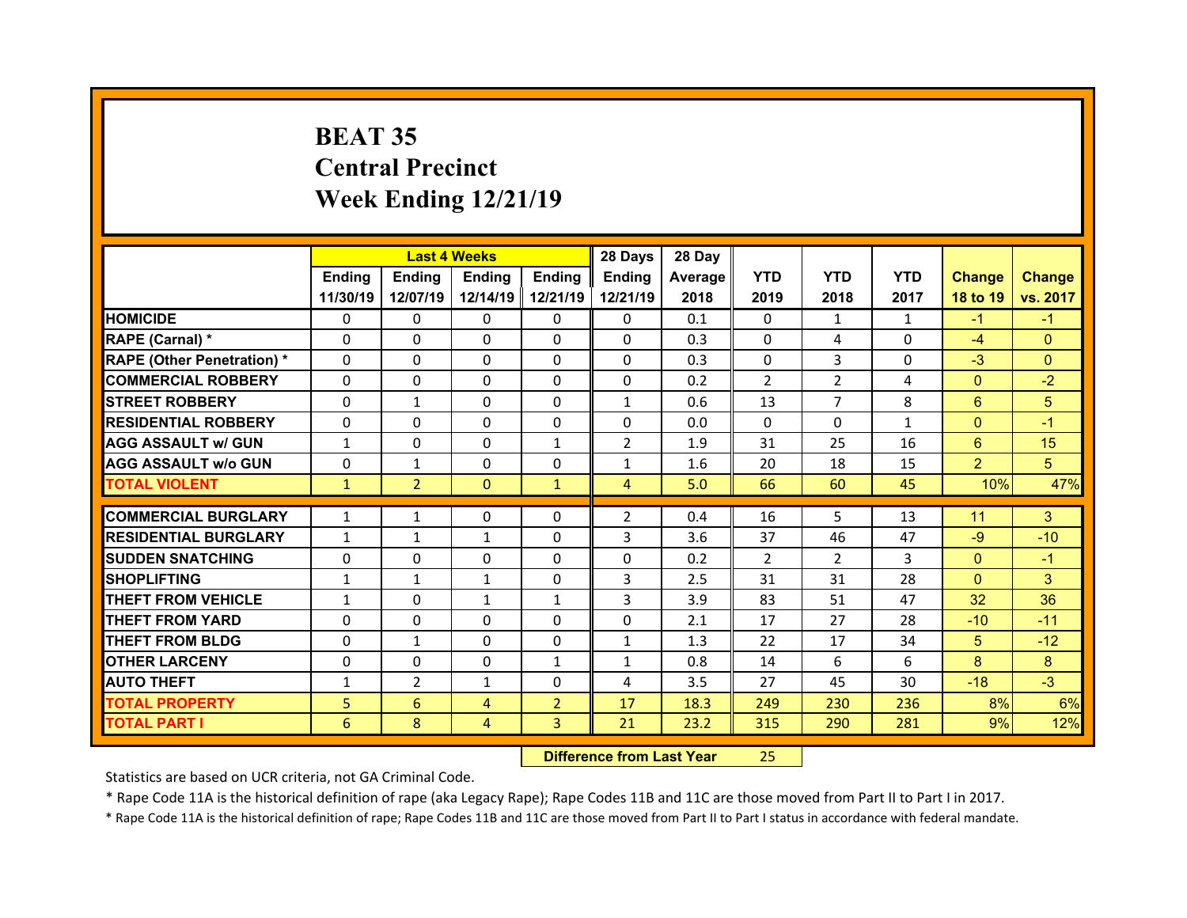# BEAT 35
## Central Precinct
## Week Ending 12/21/19

| | Last 4 Weeks | | | | 28 Days | 28 Day | | | | | |
|---|---|---|---|---|---|---|---|---|---|---|---|
| | Ending 11/30/19 | Ending 12/07/19 | Ending 12/14/19 | Ending 12/21/19 | Ending 12/21/19 | Average 2018 | YTD 2019 | YTD 2018 | YTD 2017 | Change 18 to 19 | Change vs. 2017 |
| HOMICIDE | 0 | 0 | 0 | 0 | 0 | 0.1 | 0 | 1 | 1 | -1 | -1 |
| RAPE (Carnal) * | 0 | 0 | 0 | 0 | 0 | 0.3 | 0 | 4 | 0 | -4 | 0 |
| RAPE (Other Penetration) * | 0 | 0 | 0 | 0 | 0 | 0.3 | 0 | 3 | 0 | -3 | 0 |
| COMMERCIAL ROBBERY | 0 | 0 | 0 | 0 | 0 | 0.2 | 2 | 2 | 4 | 0 | -2 |
| STREET ROBBERY | 0 | 1 | 0 | 0 | 1 | 0.6 | 13 | 7 | 8 | 6 | 5 |
| RESIDENTIAL ROBBERY | 0 | 0 | 0 | 0 | 0 | 0.0 | 0 | 0 | 1 | 0 | -1 |
| AGG ASSAULT w/ GUN | 1 | 0 | 0 | 1 | 2 | 1.9 | 31 | 25 | 16 | 6 | 15 |
| AGG ASSAULT w/o GUN | 0 | 1 | 0 | 0 | 1 | 1.6 | 20 | 18 | 15 | 2 | 5 |
| TOTAL VIOLENT | 1 | 2 | 0 | 1 | 4 | 5.0 | 66 | 60 | 45 | 10% | 47% |
| COMMERCIAL BURGLARY | 1 | 1 | 0 | 0 | 2 | 0.4 | 16 | 5 | 13 | 11 | 3 |
| RESIDENTIAL BURGLARY | 1 | 1 | 1 | 0 | 3 | 3.6 | 37 | 46 | 47 | -9 | -10 |
| SUDDEN SNATCHING | 0 | 0 | 0 | 0 | 0 | 0.2 | 2 | 2 | 3 | 0 | -1 |
| SHOPLIFTING | 1 | 1 | 1 | 0 | 3 | 2.5 | 31 | 31 | 28 | 0 | 3 |
| THEFT FROM VEHICLE | 1 | 0 | 1 | 1 | 3 | 3.9 | 83 | 51 | 47 | 32 | 36 |
| THEFT FROM YARD | 0 | 0 | 0 | 0 | 0 | 2.1 | 17 | 27 | 28 | -10 | -11 |
| THEFT FROM BLDG | 0 | 1 | 0 | 0 | 1 | 1.3 | 22 | 17 | 34 | 5 | -12 |
| OTHER LARCENY | 0 | 0 | 0 | 1 | 1 | 0.8 | 14 | 6 | 6 | 8 | 8 |
| AUTO THEFT | 1 | 2 | 1 | 0 | 4 | 3.5 | 27 | 45 | 30 | -18 | -3 |
| TOTAL PROPERTY | 5 | 6 | 4 | 2 | 17 | 18.3 | 249 | 230 | 236 | 8% | 6% |
| TOTAL PART I | 6 | 8 | 4 | 3 | 21 | 23.2 | 315 | 290 | 281 | 9% | 12% |

| Difference from Last Year | 25 |
|---|---|

Statistics are based on UCR criteria, not GA Criminal Code.

* Rape Code 11A is the historical definition of rape (aka Legacy Rape); Rape Codes 11B and 11C are those moved from Part II to Part I in 2017.

* Rape Code 11A is the historical definition of rape; Rape Codes 11B and 11C are those moved from Part II to Part I status in accordance with federal mandate.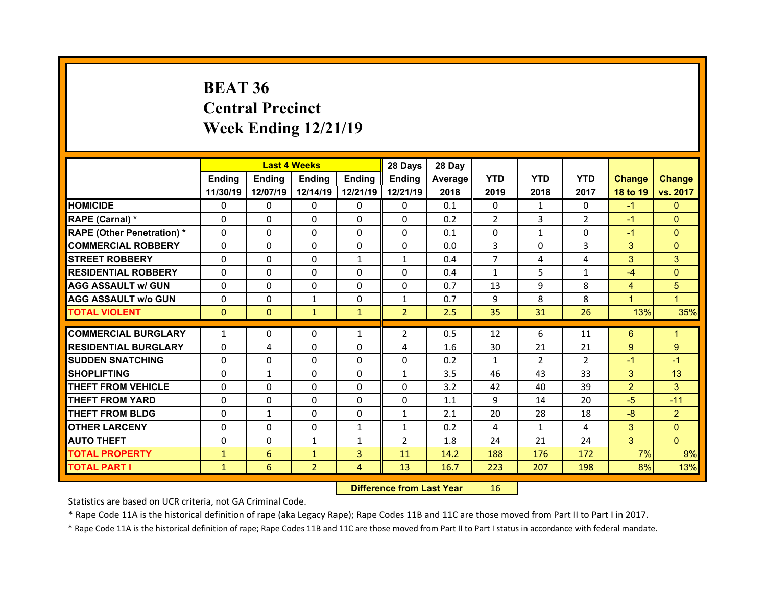# BEAT 36
# Central Precinct
# Week Ending 12/21/19

| | Last 4 Weeks | | | | 28 Days | 28 Day | | | | | |
|---|---|---|---|---|---|---|---|---|---|---|---|
| | Ending 11/30/19 | Ending 12/07/19 | Ending 12/14/19 | Ending 12/21/19 | Ending 12/21/19 | Average 2018 | YTD 2019 | YTD 2018 | YTD 2017 | Change 18 to 19 | Change vs. 2017 |
| HOMICIDE | 0 | 0 | 0 | 0 | 0 | 0.1 | 0 | 1 | 0 | -1 | 0 |
| RAPE (Carnal) * | 0 | 0 | 0 | 0 | 0 | 0.2 | 2 | 3 | 2 | -1 | 0 |
| RAPE (Other Penetration) * | 0 | 0 | 0 | 0 | 0 | 0.1 | 0 | 1 | 0 | -1 | 0 |
| COMMERCIAL ROBBERY | 0 | 0 | 0 | 0 | 0 | 0.0 | 3 | 0 | 3 | 3 | 0 |
| STREET ROBBERY | 0 | 0 | 0 | 1 | 1 | 0.4 | 7 | 4 | 4 | 3 | 3 |
| RESIDENTIAL ROBBERY | 0 | 0 | 0 | 0 | 0 | 0.4 | 1 | 5 | 1 | -4 | 0 |
| AGG ASSAULT w/ GUN | 0 | 0 | 0 | 0 | 0 | 0.7 | 13 | 9 | 8 | 4 | 5 |
| AGG ASSAULT w/o GUN | 0 | 0 | 1 | 0 | 1 | 0.7 | 9 | 8 | 8 | 1 | 1 |
| TOTAL VIOLENT | 0 | 0 | 1 | 1 | 2 | 2.5 | 35 | 31 | 26 | 13% | 35% |
| COMMERCIAL BURGLARY | 1 | 0 | 0 | 1 | 2 | 0.5 | 12 | 6 | 11 | 6 | 1 |
| RESIDENTIAL BURGLARY | 0 | 4 | 0 | 0 | 4 | 1.6 | 30 | 21 | 21 | 9 | 9 |
| SUDDEN SNATCHING | 0 | 0 | 0 | 0 | 0 | 0.2 | 1 | 2 | 2 | -1 | -1 |
| SHOPLIFTING | 0 | 1 | 0 | 0 | 1 | 3.5 | 46 | 43 | 33 | 3 | 13 |
| THEFT FROM VEHICLE | 0 | 0 | 0 | 0 | 0 | 3.2 | 42 | 40 | 39 | 2 | 3 |
| THEFT FROM YARD | 0 | 0 | 0 | 0 | 0 | 1.1 | 9 | 14 | 20 | -5 | -11 |
| THEFT FROM BLDG | 0 | 1 | 0 | 0 | 1 | 2.1 | 20 | 28 | 18 | -8 | 2 |
| OTHER LARCENY | 0 | 0 | 0 | 1 | 1 | 0.2 | 4 | 1 | 4 | 3 | 0 |
| AUTO THEFT | 0 | 0 | 1 | 1 | 2 | 1.8 | 24 | 21 | 24 | 3 | 0 |
| TOTAL PROPERTY | 1 | 6 | 1 | 3 | 11 | 14.2 | 188 | 176 | 172 | 7% | 9% |
| TOTAL PART I | 1 | 6 | 2 | 4 | 13 | 16.7 | 223 | 207 | 198 | 8% | 13% |

**Difference from Last Year** 16

Statistics are based on UCR criteria, not GA Criminal Code.

* Rape Code 11A is the historical definition of rape (aka Legacy Rape); Rape Codes 11B and 11C are those moved from Part II to Part I in 2017.

* Rape Code 11A is the historical definition of rape; Rape Codes 11B and 11C are those moved from Part II to Part I status in accordance with federal mandate.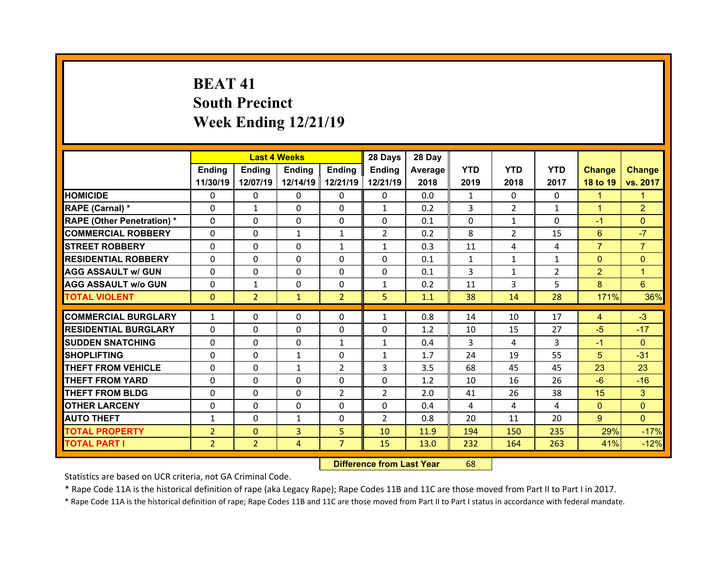# BEAT 41
## South Precinct
## Week Ending 12/21/19

| | Last 4 Weeks | | | | 28 Days | 28 Day | | | | | |
|---|---|---|---|---|---|---|---|---|---|---|---|
| | Ending 11/30/19 | Ending 12/07/19 | Ending 12/14/19 | Ending 12/21/19 | Ending 12/21/19 | Average 2018 | YTD 2019 | YTD 2018 | YTD 2017 | Change 18 to 19 | Change vs. 2017 |
| HOMICIDE | 0 | 0 | 0 | 0 | 0 | 0.0 | 1 | 0 | 0 | 1 | 1 |
| RAPE (Carnal) * | 0 | 1 | 0 | 0 | 1 | 0.2 | 3 | 2 | 1 | 1 | 2 |
| RAPE (Other Penetration) * | 0 | 0 | 0 | 0 | 0 | 0.1 | 0 | 1 | 0 | -1 | 0 |
| COMMERCIAL ROBBERY | 0 | 0 | 1 | 1 | 2 | 0.2 | 8 | 2 | 15 | 6 | -7 |
| STREET ROBBERY | 0 | 0 | 0 | 1 | 1 | 0.3 | 11 | 4 | 4 | 7 | 7 |
| RESIDENTIAL ROBBERY | 0 | 0 | 0 | 0 | 0 | 0.1 | 1 | 1 | 1 | 0 | 0 |
| AGG ASSAULT w/ GUN | 0 | 0 | 0 | 0 | 0 | 0.1 | 3 | 1 | 2 | 2 | 1 |
| AGG ASSAULT w/o GUN | 0 | 1 | 0 | 0 | 1 | 0.2 | 11 | 3 | 5 | 8 | 6 |
| TOTAL VIOLENT | 0 | 2 | 1 | 2 | 5 | 1.1 | 38 | 14 | 28 | 171% | 36% |
| COMMERCIAL BURGLARY | 1 | 0 | 0 | 0 | 1 | 0.8 | 14 | 10 | 17 | 4 | -3 |
| RESIDENTIAL BURGLARY | 0 | 0 | 0 | 0 | 0 | 1.2 | 10 | 15 | 27 | -5 | -17 |
| SUDDEN SNATCHING | 0 | 0 | 0 | 1 | 1 | 0.4 | 3 | 4 | 3 | -1 | 0 |
| SHOPLIFTING | 0 | 0 | 1 | 0 | 1 | 1.7 | 24 | 19 | 55 | 5 | -31 |
| THEFT FROM VEHICLE | 0 | 0 | 1 | 2 | 3 | 3.5 | 68 | 45 | 45 | 23 | 23 |
| THEFT FROM YARD | 0 | 0 | 0 | 0 | 0 | 1.2 | 10 | 16 | 26 | -6 | -16 |
| THEFT FROM BLDG | 0 | 0 | 0 | 2 | 2 | 2.0 | 41 | 26 | 38 | 15 | 3 |
| OTHER LARCENY | 0 | 0 | 0 | 0 | 0 | 0.4 | 4 | 4 | 4 | 0 | 0 |
| AUTO THEFT | 1 | 0 | 1 | 0 | 2 | 0.8 | 20 | 11 | 20 | 9 | 0 |
| TOTAL PROPERTY | 2 | 0 | 3 | 5 | 10 | 11.9 | 194 | 150 | 235 | 29% | -17% |
| TOTAL PART I | 2 | 2 | 4 | 7 | 15 | 13.0 | 232 | 164 | 263 | 41% | -12% |

**Difference from Last Year** 68

Statistics are based on UCR criteria, not GA Criminal Code.

* Rape Code 11A is the historical definition of rape (aka Legacy Rape); Rape Codes 11B and 11C are those moved from Part II to Part I in 2017.

* Rape Code 11A is the historical definition of rape; Rape Codes 11B and 11C are those moved from Part II to Part I status in accordance with federal mandate.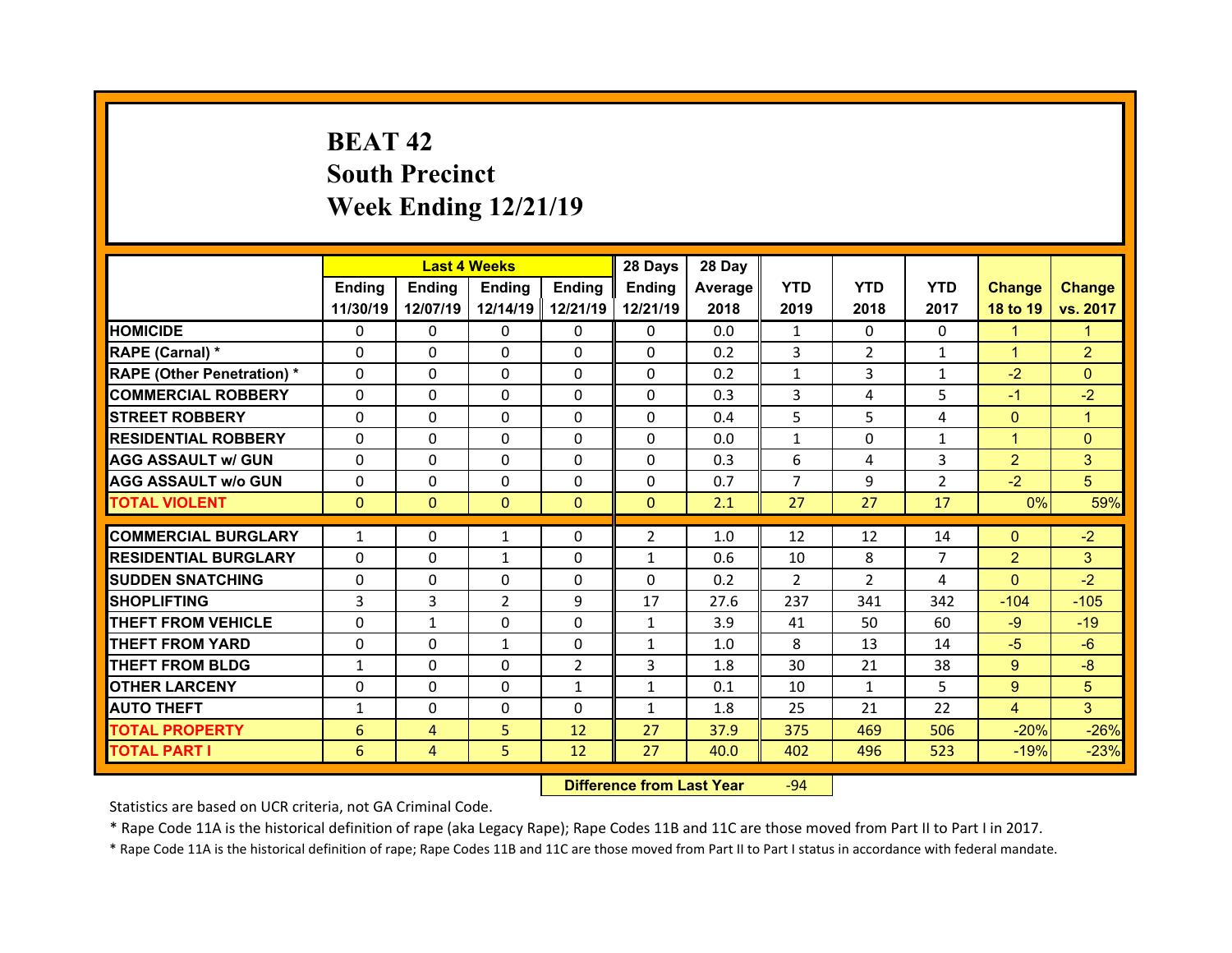# BEAT 42
## South Precinct
## Week Ending 12/21/19

| | Last 4 Weeks | | | | 28 Days | 28 Day | | | | | |
|---|---|---|---|---|---|---|---|---|---|---|---|
| | Ending 11/30/19 | Ending 12/07/19 | Ending 12/14/19 | Ending 12/21/19 | Ending 12/21/19 | Average 2018 | YTD 2019 | YTD 2018 | YTD 2017 | Change 18 to 19 | Change vs. 2017 |
| HOMICIDE | 0 | 0 | 0 | 0 | 0 | 0.0 | 1 | 0 | 0 | 1 | 1 |
| RAPE (Carnal) * | 0 | 0 | 0 | 0 | 0 | 0.2 | 3 | 2 | 1 | 1 | 2 |
| RAPE (Other Penetration) * | 0 | 0 | 0 | 0 | 0 | 0.2 | 1 | 3 | 1 | -2 | 0 |
| COMMERCIAL ROBBERY | 0 | 0 | 0 | 0 | 0 | 0.3 | 3 | 4 | 5 | -1 | -2 |
| STREET ROBBERY | 0 | 0 | 0 | 0 | 0 | 0.4 | 5 | 5 | 4 | 0 | 1 |
| RESIDENTIAL ROBBERY | 0 | 0 | 0 | 0 | 0 | 0.0 | 1 | 0 | 1 | 1 | 0 |
| AGG ASSAULT w/ GUN | 0 | 0 | 0 | 0 | 0 | 0.3 | 6 | 4 | 3 | 2 | 3 |
| AGG ASSAULT w/o GUN | 0 | 0 | 0 | 0 | 0 | 0.7 | 7 | 9 | 2 | -2 | 5 |
| TOTAL VIOLENT | 0 | 0 | 0 | 0 | 0 | 2.1 | 27 | 27 | 17 | 0% | 59% |
| COMMERCIAL BURGLARY | 1 | 0 | 1 | 0 | 2 | 1.0 | 12 | 12 | 14 | 0 | -2 |
| RESIDENTIAL BURGLARY | 0 | 0 | 1 | 0 | 1 | 0.6 | 10 | 8 | 7 | 2 | 3 |
| SUDDEN SNATCHING | 0 | 0 | 0 | 0 | 0 | 0.2 | 2 | 2 | 4 | 0 | -2 |
| SHOPLIFTING | 3 | 3 | 2 | 9 | 17 | 27.6 | 237 | 341 | 342 | -104 | -105 |
| THEFT FROM VEHICLE | 0 | 1 | 0 | 0 | 1 | 3.9 | 41 | 50 | 60 | -9 | -19 |
| THEFT FROM YARD | 0 | 0 | 1 | 0 | 1 | 1.0 | 8 | 13 | 14 | -5 | -6 |
| THEFT FROM BLDG | 1 | 0 | 0 | 2 | 3 | 1.8 | 30 | 21 | 38 | 9 | -8 |
| OTHER LARCENY | 0 | 0 | 0 | 1 | 1 | 0.1 | 10 | 1 | 5 | 9 | 5 |
| AUTO THEFT | 1 | 0 | 0 | 0 | 1 | 1.8 | 25 | 21 | 22 | 4 | 3 |
| TOTAL PROPERTY | 6 | 4 | 5 | 12 | 27 | 37.9 | 375 | 469 | 506 | -20% | -26% |
| TOTAL PART I | 6 | 4 | 5 | 12 | 27 | 40.0 | 402 | 496 | 523 | -19% | -23% |

**Difference from Last Year** -94

Statistics are based on UCR criteria, not GA Criminal Code.

* Rape Code 11A is the historical definition of rape (aka Legacy Rape); Rape Codes 11B and 11C are those moved from Part II to Part I in 2017.

* Rape Code 11A is the historical definition of rape; Rape Codes 11B and 11C are those moved from Part II to Part I status in accordance with federal mandate.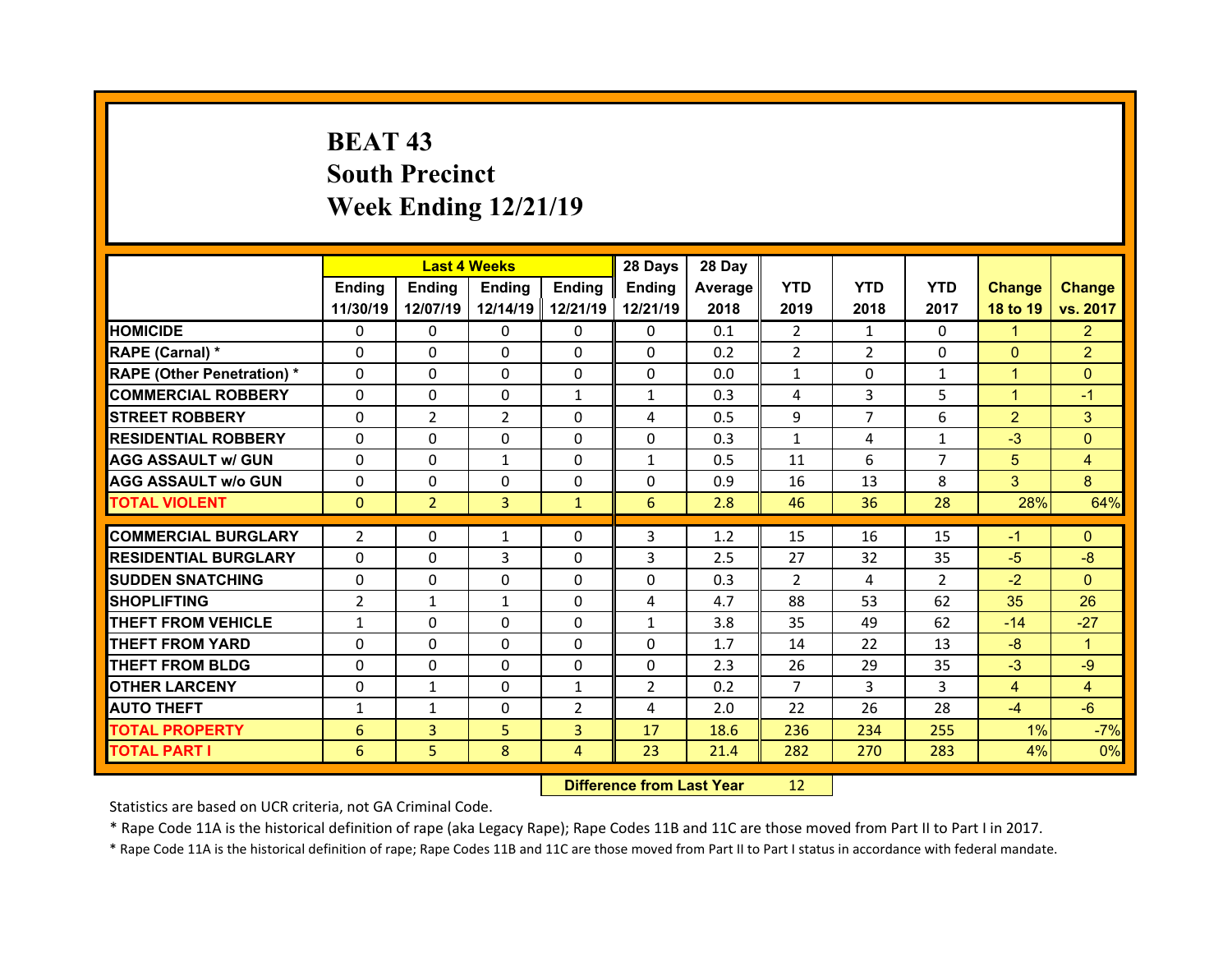# BEAT 43
## South Precinct
## Week Ending 12/21/19

| | Last 4 Weeks | | | | 28 Days | 28 Day | | | | | |
|---|---|---|---|---|---|---|---|---|---|---|---|
| | Ending 11/30/19 | Ending 12/07/19 | Ending 12/14/19 | Ending 12/21/19 | Ending 12/21/19 | Average 2018 | YTD 2019 | YTD 2018 | YTD 2017 | Change 18 to 19 | Change vs. 2017 |
| HOMICIDE | 0 | 0 | 0 | 0 | 0 | 0.1 | 2 | 1 | 0 | 1 | 2 |
| RAPE (Carnal) * | 0 | 0 | 0 | 0 | 0 | 0.2 | 2 | 2 | 0 | 0 | 2 |
| RAPE (Other Penetration) * | 0 | 0 | 0 | 0 | 0 | 0.0 | 1 | 0 | 1 | 1 | 0 |
| COMMERCIAL ROBBERY | 0 | 0 | 0 | 1 | 1 | 0.3 | 4 | 3 | 5 | 1 | -1 |
| STREET ROBBERY | 0 | 2 | 2 | 0 | 4 | 0.5 | 9 | 7 | 6 | 2 | 3 |
| RESIDENTIAL ROBBERY | 0 | 0 | 0 | 0 | 0 | 0.3 | 1 | 4 | 1 | -3 | 0 |
| AGG ASSAULT w/ GUN | 0 | 0 | 1 | 0 | 1 | 0.5 | 11 | 6 | 7 | 5 | 4 |
| AGG ASSAULT w/o GUN | 0 | 0 | 0 | 0 | 0 | 0.9 | 16 | 13 | 8 | 3 | 8 |
| TOTAL VIOLENT | 0 | 2 | 3 | 1 | 6 | 2.8 | 46 | 36 | 28 | 28% | 64% |
| COMMERCIAL BURGLARY | 2 | 0 | 1 | 0 | 3 | 1.2 | 15 | 16 | 15 | -1 | 0 |
| RESIDENTIAL BURGLARY | 0 | 0 | 3 | 0 | 3 | 2.5 | 27 | 32 | 35 | -5 | -8 |
| SUDDEN SNATCHING | 0 | 0 | 0 | 0 | 0 | 0.3 | 2 | 4 | 2 | -2 | 0 |
| SHOPLIFTING | 2 | 1 | 1 | 0 | 4 | 4.7 | 88 | 53 | 62 | 35 | 26 |
| THEFT FROM VEHICLE | 1 | 0 | 0 | 0 | 1 | 3.8 | 35 | 49 | 62 | -14 | -27 |
| THEFT FROM YARD | 0 | 0 | 0 | 0 | 0 | 1.7 | 14 | 22 | 13 | -8 | 1 |
| THEFT FROM BLDG | 0 | 0 | 0 | 0 | 0 | 2.3 | 26 | 29 | 35 | -3 | -9 |
| OTHER LARCENY | 0 | 1 | 0 | 1 | 2 | 0.2 | 7 | 3 | 3 | 4 | 4 |
| AUTO THEFT | 1 | 1 | 0 | 2 | 4 | 2.0 | 22 | 26 | 28 | -4 | -6 |
| TOTAL PROPERTY | 6 | 3 | 5 | 3 | 17 | 18.6 | 236 | 234 | 255 | 1% | -7% |
| TOTAL PART I | 6 | 5 | 8 | 4 | 23 | 21.4 | 282 | 270 | 283 | 4% | 0% |

**Difference from Last Year** 12

Statistics are based on UCR criteria, not GA Criminal Code.

* Rape Code 11A is the historical definition of rape (aka Legacy Rape); Rape Codes 11B and 11C are those moved from Part II to Part I in 2017.

* Rape Code 11A is the historical definition of rape; Rape Codes 11B and 11C are those moved from Part II to Part I status in accordance with federal mandate.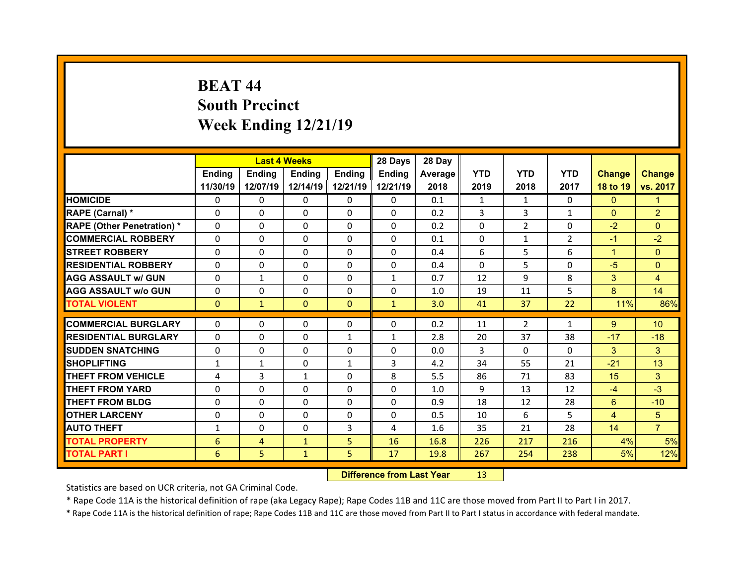# BEAT 44
## South Precinct
## Week Ending 12/21/19

| | Last 4 Weeks | | | | 28 Days | 28 Day | | | | | |
|---|---|---|---|---|---|---|---|---|---|---|---|
| | Ending 11/30/19 | Ending 12/07/19 | Ending 12/14/19 | Ending 12/21/19 | Ending 12/21/19 | Average 2018 | YTD 2019 | YTD 2018 | YTD 2017 | Change 18 to 19 | Change vs. 2017 |
| HOMICIDE | 0 | 0 | 0 | 0 | 0 | 0.1 | 1 | 1 | 0 | 0 | 1 |
| RAPE (Carnal) * | 0 | 0 | 0 | 0 | 0 | 0.2 | 3 | 3 | 1 | 0 | 2 |
| RAPE (Other Penetration) * | 0 | 0 | 0 | 0 | 0 | 0.2 | 0 | 2 | 0 | -2 | 0 |
| COMMERCIAL ROBBERY | 0 | 0 | 0 | 0 | 0 | 0.1 | 0 | 1 | 2 | -1 | -2 |
| STREET ROBBERY | 0 | 0 | 0 | 0 | 0 | 0.4 | 6 | 5 | 6 | 1 | 0 |
| RESIDENTIAL ROBBERY | 0 | 0 | 0 | 0 | 0 | 0.4 | 0 | 5 | 0 | -5 | 0 |
| AGG ASSAULT w/ GUN | 0 | 1 | 0 | 0 | 1 | 0.7 | 12 | 9 | 8 | 3 | 4 |
| AGG ASSAULT w/o GUN | 0 | 0 | 0 | 0 | 0 | 1.0 | 19 | 11 | 5 | 8 | 14 |
| TOTAL VIOLENT | 0 | 1 | 0 | 0 | 1 | 3.0 | 41 | 37 | 22 | 11% | 86% |
| COMMERCIAL BURGLARY | 0 | 0 | 0 | 0 | 0 | 0.2 | 11 | 2 | 1 | 9 | 10 |
| RESIDENTIAL BURGLARY | 0 | 0 | 0 | 1 | 1 | 2.8 | 20 | 37 | 38 | -17 | -18 |
| SUDDEN SNATCHING | 0 | 0 | 0 | 0 | 0 | 0.0 | 3 | 0 | 0 | 3 | 3 |
| SHOPLIFTING | 1 | 1 | 0 | 1 | 3 | 4.2 | 34 | 55 | 21 | -21 | 13 |
| THEFT FROM VEHICLE | 4 | 3 | 1 | 0 | 8 | 5.5 | 86 | 71 | 83 | 15 | 3 |
| THEFT FROM YARD | 0 | 0 | 0 | 0 | 0 | 1.0 | 9 | 13 | 12 | -4 | -3 |
| THEFT FROM BLDG | 0 | 0 | 0 | 0 | 0 | 0.9 | 18 | 12 | 28 | 6 | -10 |
| OTHER LARCENY | 0 | 0 | 0 | 0 | 0 | 0.5 | 10 | 6 | 5 | 4 | 5 |
| AUTO THEFT | 1 | 0 | 0 | 3 | 4 | 1.6 | 35 | 21 | 28 | 14 | 7 |
| TOTAL PROPERTY | 6 | 4 | 1 | 5 | 16 | 16.8 | 226 | 217 | 216 | 4% | 5% |
| TOTAL PART I | 6 | 5 | 1 | 5 | 17 | 19.8 | 267 | 254 | 238 | 5% | 12% |

| Difference from Last Year | 13 |
|---|---|

Statistics are based on UCR criteria, not GA Criminal Code.

* Rape Code 11A is the historical definition of rape (aka Legacy Rape); Rape Codes 11B and 11C are those moved from Part II to Part I in 2017.

* Rape Code 11A is the historical definition of rape; Rape Codes 11B and 11C are those moved from Part II to Part I status in accordance with federal mandate.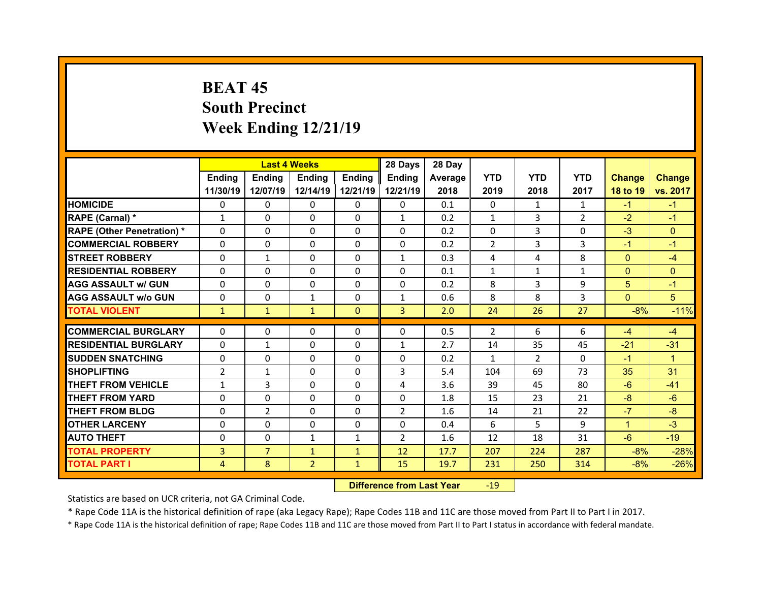# BEAT 45
## South Precinct
## Week Ending 12/21/19

| | Last 4 Weeks | | | | 28 Days | 28 Day | | | | | |
|---|---|---|---|---|---|---|---|---|---|---|---|
| | Ending 11/30/19 | Ending 12/07/19 | Ending 12/14/19 | Ending 12/21/19 | Ending 12/21/19 | Average 2018 | YTD 2019 | YTD 2018 | YTD 2017 | Change 18 to 19 | Change vs. 2017 |
| HOMICIDE | 0 | 0 | 0 | 0 | 0 | 0.1 | 0 | 1 | 1 | -1 | -1 |
| RAPE (Carnal) * | 1 | 0 | 0 | 0 | 1 | 0.2 | 1 | 3 | 2 | -2 | -1 |
| RAPE (Other Penetration) * | 0 | 0 | 0 | 0 | 0 | 0.2 | 0 | 3 | 0 | -3 | 0 |
| COMMERCIAL ROBBERY | 0 | 0 | 0 | 0 | 0 | 0.2 | 2 | 3 | 3 | -1 | -1 |
| STREET ROBBERY | 0 | 1 | 0 | 0 | 1 | 0.3 | 4 | 4 | 8 | 0 | -4 |
| RESIDENTIAL ROBBERY | 0 | 0 | 0 | 0 | 0 | 0.1 | 1 | 1 | 1 | 0 | 0 |
| AGG ASSAULT w/ GUN | 0 | 0 | 0 | 0 | 0 | 0.2 | 8 | 3 | 9 | 5 | -1 |
| AGG ASSAULT w/o GUN | 0 | 0 | 1 | 0 | 1 | 0.6 | 8 | 8 | 3 | 0 | 5 |
| TOTAL VIOLENT | 1 | 1 | 1 | 0 | 3 | 2.0 | 24 | 26 | 27 | -8% | -11% |
| COMMERCIAL BURGLARY | 0 | 0 | 0 | 0 | 0 | 0.5 | 2 | 6 | 6 | -4 | -4 |
| RESIDENTIAL BURGLARY | 0 | 1 | 0 | 0 | 1 | 2.7 | 14 | 35 | 45 | -21 | -31 |
| SUDDEN SNATCHING | 0 | 0 | 0 | 0 | 0 | 0.2 | 1 | 2 | 0 | -1 | 1 |
| SHOPLIFTING | 2 | 1 | 0 | 0 | 3 | 5.4 | 104 | 69 | 73 | 35 | 31 |
| THEFT FROM VEHICLE | 1 | 3 | 0 | 0 | 4 | 3.6 | 39 | 45 | 80 | -6 | -41 |
| THEFT FROM YARD | 0 | 0 | 0 | 0 | 0 | 1.8 | 15 | 23 | 21 | -8 | -6 |
| THEFT FROM BLDG | 0 | 2 | 0 | 0 | 2 | 1.6 | 14 | 21 | 22 | -7 | -8 |
| OTHER LARCENY | 0 | 0 | 0 | 0 | 0 | 0.4 | 6 | 5 | 9 | 1 | -3 |
| AUTO THEFT | 0 | 0 | 1 | 1 | 2 | 1.6 | 12 | 18 | 31 | -6 | -19 |
| TOTAL PROPERTY | 3 | 7 | 1 | 1 | 12 | 17.7 | 207 | 224 | 287 | -8% | -28% |
| TOTAL PART I | 4 | 8 | 2 | 1 | 15 | 19.7 | 231 | 250 | 314 | -8% | -26% |

**Difference from Last Year** -19

Statistics are based on UCR criteria, not GA Criminal Code.

* Rape Code 11A is the historical definition of rape (aka Legacy Rape); Rape Codes 11B and 11C are those moved from Part II to Part I in 2017.

* Rape Code 11A is the historical definition of rape; Rape Codes 11B and 11C are those moved from Part II to Part I status in accordance with federal mandate.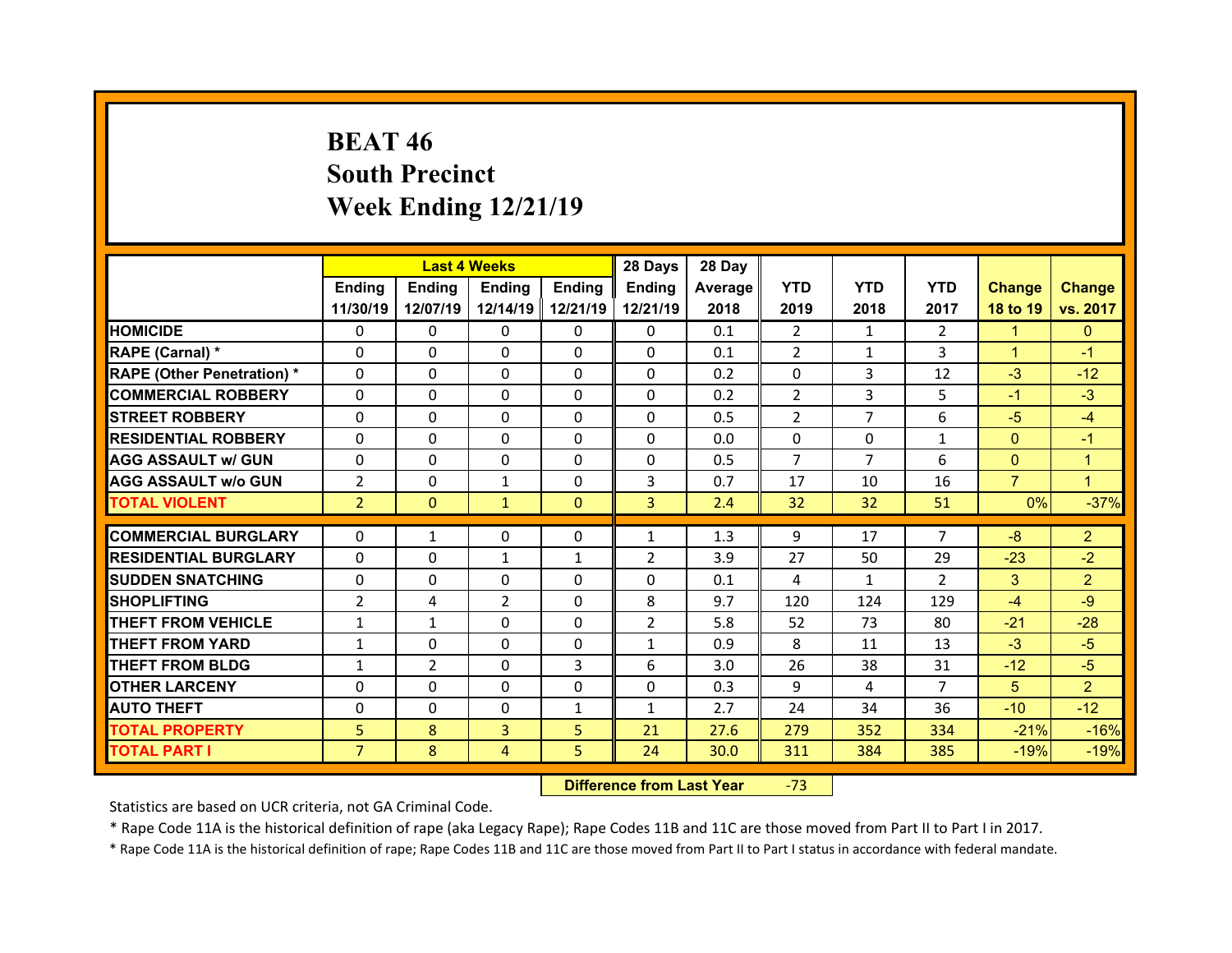# BEAT 46
## South Precinct
## Week Ending 12/21/19

| | Last 4 Weeks | | | | 28 Days | 28 Day | | | | | |
|---|---|---|---|---|---|---|---|---|---|---|---|
| | Ending 11/30/19 | Ending 12/07/19 | Ending 12/14/19 | Ending 12/21/19 | Ending 12/21/19 | Average 2018 | YTD 2019 | YTD 2018 | YTD 2017 | Change 18 to 19 | Change vs. 2017 |
| HOMICIDE | 0 | 0 | 0 | 0 | 0 | 0.1 | 2 | 1 | 2 | 1 | 0 |
| RAPE (Carnal) * | 0 | 0 | 0 | 0 | 0 | 0.1 | 2 | 1 | 3 | 1 | -1 |
| RAPE (Other Penetration) * | 0 | 0 | 0 | 0 | 0 | 0.2 | 0 | 3 | 12 | -3 | -12 |
| COMMERCIAL ROBBERY | 0 | 0 | 0 | 0 | 0 | 0.2 | 2 | 3 | 5 | -1 | -3 |
| STREET ROBBERY | 0 | 0 | 0 | 0 | 0 | 0.5 | 2 | 7 | 6 | -5 | -4 |
| RESIDENTIAL ROBBERY | 0 | 0 | 0 | 0 | 0 | 0.0 | 0 | 0 | 1 | 0 | -1 |
| AGG ASSAULT w/ GUN | 0 | 0 | 0 | 0 | 0 | 0.5 | 7 | 7 | 6 | 0 | 1 |
| AGG ASSAULT w/o GUN | 2 | 0 | 1 | 0 | 3 | 0.7 | 17 | 10 | 16 | 7 | 1 |
| TOTAL VIOLENT | 2 | 0 | 1 | 0 | 3 | 2.4 | 32 | 32 | 51 | 0% | -37% |
| COMMERCIAL BURGLARY | 0 | 1 | 0 | 0 | 1 | 1.3 | 9 | 17 | 7 | -8 | 2 |
| RESIDENTIAL BURGLARY | 0 | 0 | 1 | 1 | 2 | 3.9 | 27 | 50 | 29 | -23 | -2 |
| SUDDEN SNATCHING | 0 | 0 | 0 | 0 | 0 | 0.1 | 4 | 1 | 2 | 3 | 2 |
| SHOPLIFTING | 2 | 4 | 2 | 0 | 8 | 9.7 | 120 | 124 | 129 | -4 | -9 |
| THEFT FROM VEHICLE | 1 | 1 | 0 | 0 | 2 | 5.8 | 52 | 73 | 80 | -21 | -28 |
| THEFT FROM YARD | 1 | 0 | 0 | 0 | 1 | 0.9 | 8 | 11 | 13 | -3 | -5 |
| THEFT FROM BLDG | 1 | 2 | 0 | 3 | 6 | 3.0 | 26 | 38 | 31 | -12 | -5 |
| OTHER LARCENY | 0 | 0 | 0 | 0 | 0 | 0.3 | 9 | 4 | 7 | 5 | 2 |
| AUTO THEFT | 0 | 0 | 0 | 1 | 1 | 2.7 | 24 | 34 | 36 | -10 | -12 |
| TOTAL PROPERTY | 5 | 8 | 3 | 5 | 21 | 27.6 | 279 | 352 | 334 | -21% | -16% |
| TOTAL PART I | 7 | 8 | 4 | 5 | 24 | 30.0 | 311 | 384 | 385 | -19% | -19% |

| Difference from Last Year | -73 |
|---|---|

Statistics are based on UCR criteria, not GA Criminal Code.

* Rape Code 11A is the historical definition of rape (aka Legacy Rape); Rape Codes 11B and 11C are those moved from Part II to Part I in 2017.

* Rape Code 11A is the historical definition of rape; Rape Codes 11B and 11C are those moved from Part II to Part I status in accordance with federal mandate.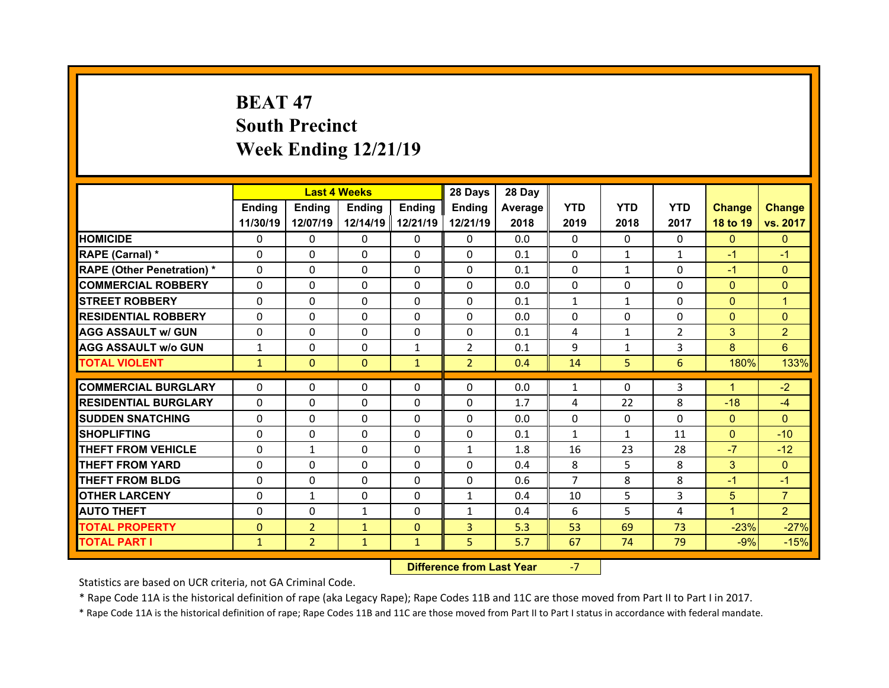# BEAT 47
## South Precinct
## Week Ending 12/21/19

| | Last 4 Weeks | | | | 28 Days | 28 Day | | | | | |
|---|---|---|---|---|---|---|---|---|---|---|---|
| | Ending 11/30/19 | Ending 12/07/19 | Ending 12/14/19 | Ending 12/21/19 | Ending 12/21/19 | Average 2018 | YTD 2019 | YTD 2018 | YTD 2017 | Change 18 to 19 | Change vs. 2017 |
| HOMICIDE | 0 | 0 | 0 | 0 | 0 | 0.0 | 0 | 0 | 0 | 0 | 0 |
| RAPE (Carnal) * | 0 | 0 | 0 | 0 | 0 | 0.1 | 0 | 1 | 1 | -1 | -1 |
| RAPE (Other Penetration) * | 0 | 0 | 0 | 0 | 0 | 0.1 | 0 | 1 | 0 | -1 | 0 |
| COMMERCIAL ROBBERY | 0 | 0 | 0 | 0 | 0 | 0.0 | 0 | 0 | 0 | 0 | 0 |
| STREET ROBBERY | 0 | 0 | 0 | 0 | 0 | 0.1 | 1 | 1 | 0 | 0 | 1 |
| RESIDENTIAL ROBBERY | 0 | 0 | 0 | 0 | 0 | 0.0 | 0 | 0 | 0 | 0 | 0 |
| AGG ASSAULT w/ GUN | 0 | 0 | 0 | 0 | 0 | 0.1 | 4 | 1 | 2 | 3 | 2 |
| AGG ASSAULT w/o GUN | 1 | 0 | 0 | 1 | 2 | 0.1 | 9 | 1 | 3 | 8 | 6 |
| TOTAL VIOLENT | 1 | 0 | 0 | 1 | 2 | 0.4 | 14 | 5 | 6 | 180% | 133% |
| COMMERCIAL BURGLARY | 0 | 0 | 0 | 0 | 0 | 0.0 | 1 | 0 | 3 | 1 | -2 |
| RESIDENTIAL BURGLARY | 0 | 0 | 0 | 0 | 0 | 1.7 | 4 | 22 | 8 | -18 | -4 |
| SUDDEN SNATCHING | 0 | 0 | 0 | 0 | 0 | 0.0 | 0 | 0 | 0 | 0 | 0 |
| SHOPLIFTING | 0 | 0 | 0 | 0 | 0 | 0.1 | 1 | 1 | 11 | 0 | -10 |
| THEFT FROM VEHICLE | 0 | 1 | 0 | 0 | 1 | 1.8 | 16 | 23 | 28 | -7 | -12 |
| THEFT FROM YARD | 0 | 0 | 0 | 0 | 0 | 0.4 | 8 | 5 | 8 | 3 | 0 |
| THEFT FROM BLDG | 0 | 0 | 0 | 0 | 0 | 0.6 | 7 | 8 | 8 | -1 | -1 |
| OTHER LARCENY | 0 | 1 | 0 | 0 | 1 | 0.4 | 10 | 5 | 3 | 5 | 7 |
| AUTO THEFT | 0 | 0 | 1 | 0 | 1 | 0.4 | 6 | 5 | 4 | 1 | 2 |
| TOTAL PROPERTY | 0 | 2 | 1 | 0 | 3 | 5.3 | 53 | 69 | 73 | -23% | -27% |
| TOTAL PART I | 1 | 2 | 1 | 1 | 5 | 5.7 | 67 | 74 | 79 | -9% | -15% |

**Difference from Last Year** -7

Statistics are based on UCR criteria, not GA Criminal Code.

* Rape Code 11A is the historical definition of rape (aka Legacy Rape); Rape Codes 11B and 11C are those moved from Part II to Part I in 2017.

* Rape Code 11A is the historical definition of rape; Rape Codes 11B and 11C are those moved from Part II to Part I status in accordance with federal mandate.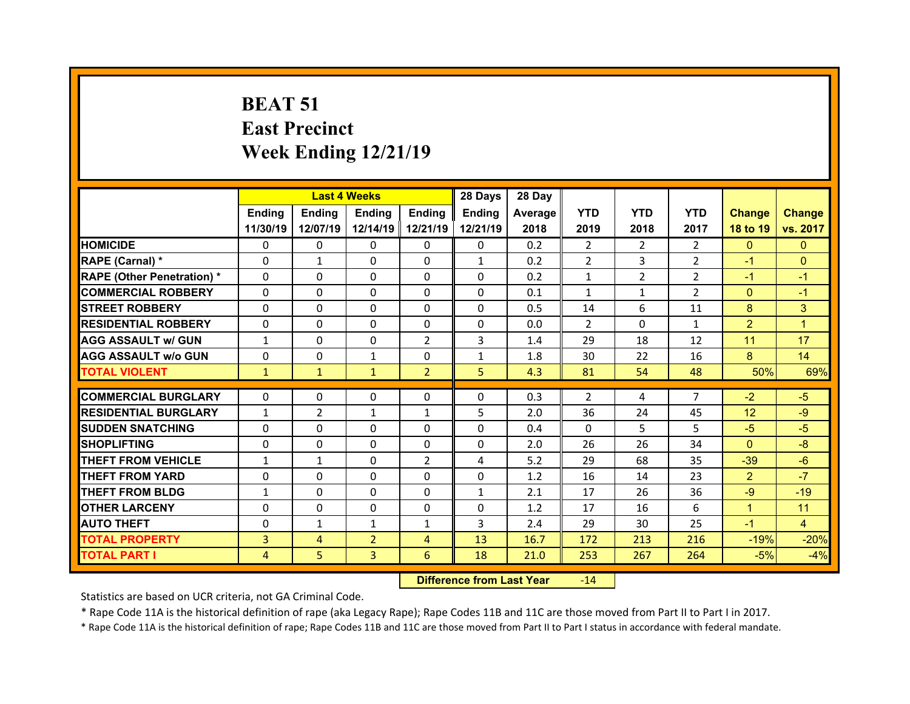# BEAT 51
## East Precinct
## Week Ending 12/21/19

| | Last 4 Weeks | | | | 28 Days | 28 Day | | | | | |
|---|---|---|---|---|---|---|---|---|---|---|---|
| | Ending 11/30/19 | Ending 12/07/19 | Ending 12/14/19 | Ending 12/21/19 | Ending 12/21/19 | Average 2018 | YTD 2019 | YTD 2018 | YTD 2017 | Change 18 to 19 | Change vs. 2017 |
| HOMICIDE | 0 | 0 | 0 | 0 | 0 | 0.2 | 2 | 2 | 2 | 0 | 0 |
| RAPE (Carnal) * | 0 | 1 | 0 | 0 | 1 | 0.2 | 2 | 3 | 2 | -1 | 0 |
| RAPE (Other Penetration) * | 0 | 0 | 0 | 0 | 0 | 0.2 | 1 | 2 | 2 | -1 | -1 |
| COMMERCIAL ROBBERY | 0 | 0 | 0 | 0 | 0 | 0.1 | 1 | 1 | 2 | 0 | -1 |
| STREET ROBBERY | 0 | 0 | 0 | 0 | 0 | 0.5 | 14 | 6 | 11 | 8 | 3 |
| RESIDENTIAL ROBBERY | 0 | 0 | 0 | 0 | 0 | 0.0 | 2 | 0 | 1 | 2 | 1 |
| AGG ASSAULT w/ GUN | 1 | 0 | 0 | 2 | 3 | 1.4 | 29 | 18 | 12 | 11 | 17 |
| AGG ASSAULT w/o GUN | 0 | 0 | 1 | 0 | 1 | 1.8 | 30 | 22 | 16 | 8 | 14 |
| TOTAL VIOLENT | 1 | 1 | 1 | 2 | 5 | 4.3 | 81 | 54 | 48 | 50% | 69% |
| COMMERCIAL BURGLARY | 0 | 0 | 0 | 0 | 0 | 0.3 | 2 | 4 | 7 | -2 | -5 |
| RESIDENTIAL BURGLARY | 1 | 2 | 1 | 1 | 5 | 2.0 | 36 | 24 | 45 | 12 | -9 |
| SUDDEN SNATCHING | 0 | 0 | 0 | 0 | 0 | 0.4 | 0 | 5 | 5 | -5 | -5 |
| SHOPLIFTING | 0 | 0 | 0 | 0 | 0 | 2.0 | 26 | 26 | 34 | 0 | -8 |
| THEFT FROM VEHICLE | 1 | 1 | 0 | 2 | 4 | 5.2 | 29 | 68 | 35 | -39 | -6 |
| THEFT FROM YARD | 0 | 0 | 0 | 0 | 0 | 1.2 | 16 | 14 | 23 | 2 | -7 |
| THEFT FROM BLDG | 1 | 0 | 0 | 0 | 1 | 2.1 | 17 | 26 | 36 | -9 | -19 |
| OTHER LARCENY | 0 | 0 | 0 | 0 | 0 | 1.2 | 17 | 16 | 6 | 1 | 11 |
| AUTO THEFT | 0 | 1 | 1 | 1 | 3 | 2.4 | 29 | 30 | 25 | -1 | 4 |
| TOTAL PROPERTY | 3 | 4 | 2 | 4 | 13 | 16.7 | 172 | 213 | 216 | -19% | -20% |
| TOTAL PART I | 4 | 5 | 3 | 6 | 18 | 21.0 | 253 | 267 | 264 | -5% | -4% |

**Difference from Last Year** -14

Statistics are based on UCR criteria, not GA Criminal Code.

* Rape Code 11A is the historical definition of rape (aka Legacy Rape); Rape Codes 11B and 11C are those moved from Part II to Part I in 2017.

* Rape Code 11A is the historical definition of rape; Rape Codes 11B and 11C are those moved from Part II to Part I status in accordance with federal mandate.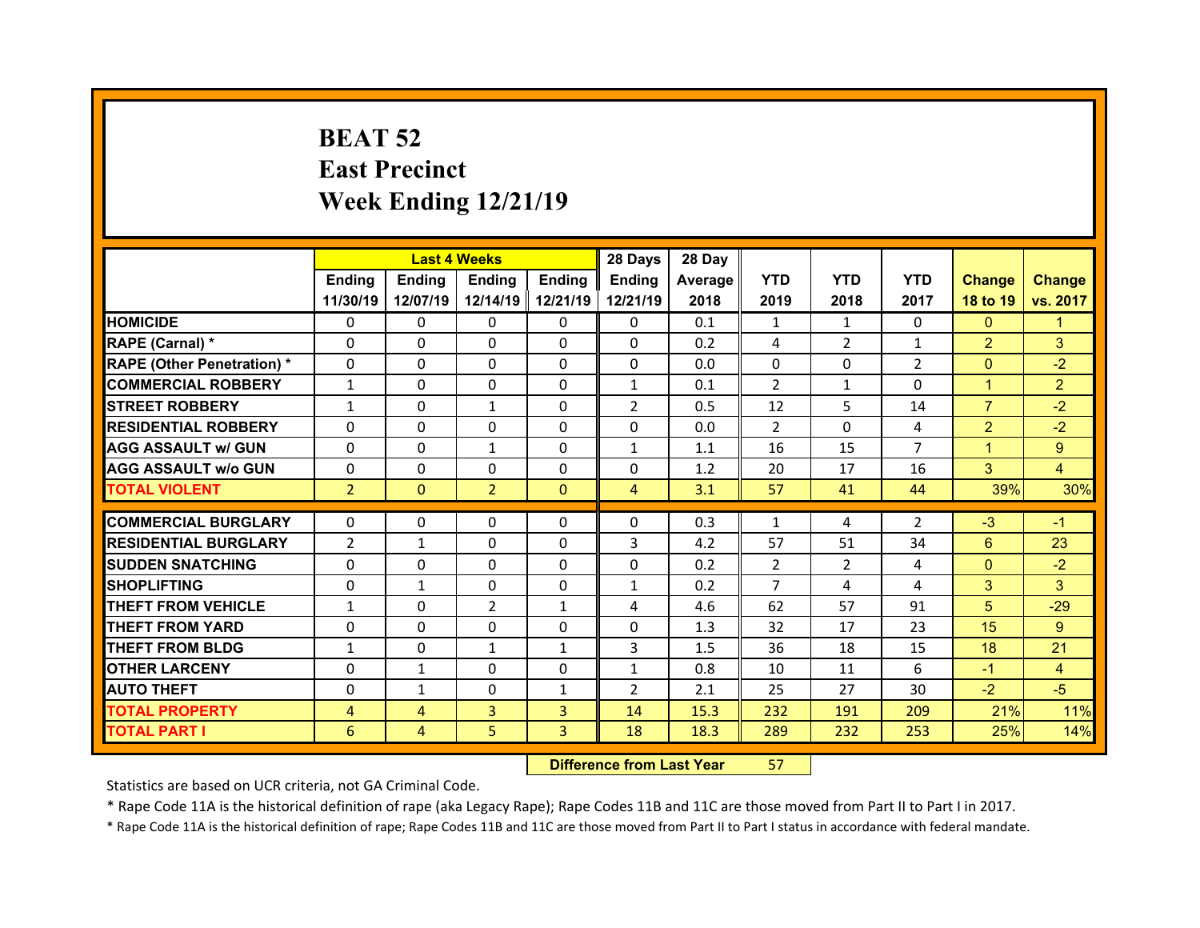# BEAT 52
## East Precinct
## Week Ending 12/21/19

| | Last 4 Weeks | | | | 28 Days | 28 Day | | | | | |
|---|---|---|---|---|---|---|---|---|---|---|---|
| | Ending 11/30/19 | Ending 12/07/19 | Ending 12/14/19 | Ending 12/21/19 | Ending 12/21/19 | Average 2018 | YTD 2019 | YTD 2018 | YTD 2017 | Change 18 to 19 | Change vs. 2017 |
| HOMICIDE | 0 | 0 | 0 | 0 | 0 | 0.1 | 1 | 1 | 0 | 0 | 1 |
| RAPE (Carnal) * | 0 | 0 | 0 | 0 | 0 | 0.2 | 4 | 2 | 1 | 2 | 3 |
| RAPE (Other Penetration) * | 0 | 0 | 0 | 0 | 0 | 0.0 | 0 | 0 | 2 | 0 | -2 |
| COMMERCIAL ROBBERY | 1 | 0 | 0 | 0 | 1 | 0.1 | 2 | 1 | 0 | 1 | 2 |
| STREET ROBBERY | 1 | 0 | 1 | 0 | 2 | 0.5 | 12 | 5 | 14 | 7 | -2 |
| RESIDENTIAL ROBBERY | 0 | 0 | 0 | 0 | 0 | 0.0 | 2 | 0 | 4 | 2 | -2 |
| AGG ASSAULT w/ GUN | 0 | 0 | 1 | 0 | 1 | 1.1 | 16 | 15 | 7 | 1 | 9 |
| AGG ASSAULT w/o GUN | 0 | 0 | 0 | 0 | 0 | 1.2 | 20 | 17 | 16 | 3 | 4 |
| TOTAL VIOLENT | 2 | 0 | 2 | 0 | 4 | 3.1 | 57 | 41 | 44 | 39% | 30% |
| COMMERCIAL BURGLARY | 0 | 0 | 0 | 0 | 0 | 0.3 | 1 | 4 | 2 | -3 | -1 |
| RESIDENTIAL BURGLARY | 2 | 1 | 0 | 0 | 3 | 4.2 | 57 | 51 | 34 | 6 | 23 |
| SUDDEN SNATCHING | 0 | 0 | 0 | 0 | 0 | 0.2 | 2 | 2 | 4 | 0 | -2 |
| SHOPLIFTING | 0 | 1 | 0 | 0 | 1 | 0.2 | 7 | 4 | 4 | 3 | 3 |
| THEFT FROM VEHICLE | 1 | 0 | 2 | 1 | 4 | 4.6 | 62 | 57 | 91 | 5 | -29 |
| THEFT FROM YARD | 0 | 0 | 0 | 0 | 0 | 1.3 | 32 | 17 | 23 | 15 | 9 |
| THEFT FROM BLDG | 1 | 0 | 1 | 1 | 3 | 1.5 | 36 | 18 | 15 | 18 | 21 |
| OTHER LARCENY | 0 | 1 | 0 | 0 | 1 | 0.8 | 10 | 11 | 6 | -1 | 4 |
| AUTO THEFT | 0 | 1 | 0 | 1 | 2 | 2.1 | 25 | 27 | 30 | -2 | -5 |
| TOTAL PROPERTY | 4 | 4 | 3 | 3 | 14 | 15.3 | 232 | 191 | 209 | 21% | 11% |
| TOTAL PART I | 6 | 4 | 5 | 3 | 18 | 18.3 | 289 | 232 | 253 | 25% | 14% |

| Difference from Last Year | 57 |
|---|---|

Statistics are based on UCR criteria, not GA Criminal Code.

* Rape Code 11A is the historical definition of rape (aka Legacy Rape); Rape Codes 11B and 11C are those moved from Part II to Part I in 2017.

* Rape Code 11A is the historical definition of rape; Rape Codes 11B and 11C are those moved from Part II to Part I status in accordance with federal mandate.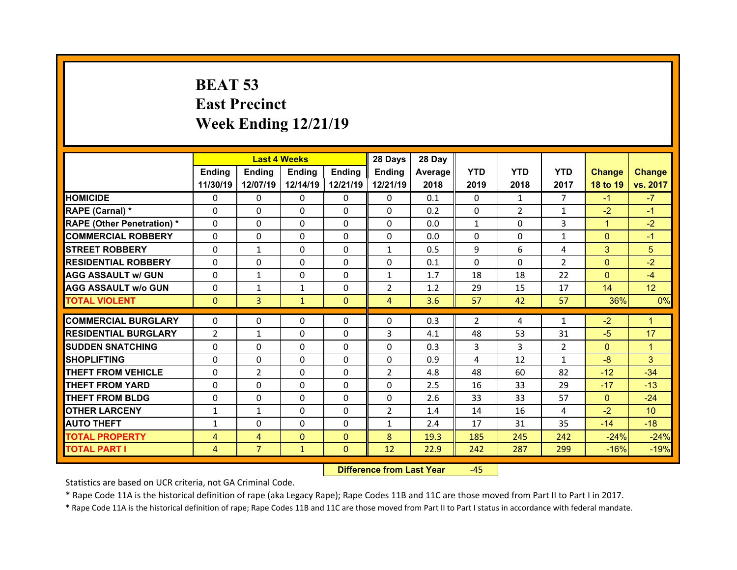# BEAT 53
# East Precinct
# Week Ending 12/21/19

| | Last 4 Weeks | | | | 28 Days | 28 Day | | | | | |
|---|---|---|---|---|---|---|---|---|---|---|---|
| | Ending 11/30/19 | Ending 12/07/19 | Ending 12/14/19 | Ending 12/21/19 | Ending 12/21/19 | Average 2018 | YTD 2019 | YTD 2018 | YTD 2017 | Change 18 to 19 | Change vs. 2017 |
| HOMICIDE | 0 | 0 | 0 | 0 | 0 | 0.1 | 0 | 1 | 7 | -1 | -7 |
| RAPE (Carnal) * | 0 | 0 | 0 | 0 | 0 | 0.2 | 0 | 2 | 1 | -2 | -1 |
| RAPE (Other Penetration) * | 0 | 0 | 0 | 0 | 0 | 0.0 | 1 | 0 | 3 | 1 | -2 |
| COMMERCIAL ROBBERY | 0 | 0 | 0 | 0 | 0 | 0.0 | 0 | 0 | 1 | 0 | -1 |
| STREET ROBBERY | 0 | 1 | 0 | 0 | 1 | 0.5 | 9 | 6 | 4 | 3 | 5 |
| RESIDENTIAL ROBBERY | 0 | 0 | 0 | 0 | 0 | 0.1 | 0 | 0 | 2 | 0 | -2 |
| AGG ASSAULT w/ GUN | 0 | 1 | 0 | 0 | 1 | 1.7 | 18 | 18 | 22 | 0 | -4 |
| AGG ASSAULT w/o GUN | 0 | 1 | 1 | 0 | 2 | 1.2 | 29 | 15 | 17 | 14 | 12 |
| TOTAL VIOLENT | 0 | 3 | 1 | 0 | 4 | 3.6 | 57 | 42 | 57 | 36% | 0% |
| COMMERCIAL BURGLARY | 0 | 0 | 0 | 0 | 0 | 0.3 | 2 | 4 | 1 | -2 | 1 |
| RESIDENTIAL BURGLARY | 2 | 1 | 0 | 0 | 3 | 4.1 | 48 | 53 | 31 | -5 | 17 |
| SUDDEN SNATCHING | 0 | 0 | 0 | 0 | 0 | 0.3 | 3 | 3 | 2 | 0 | 1 |
| SHOPLIFTING | 0 | 0 | 0 | 0 | 0 | 0.9 | 4 | 12 | 1 | -8 | 3 |
| THEFT FROM VEHICLE | 0 | 2 | 0 | 0 | 2 | 4.8 | 48 | 60 | 82 | -12 | -34 |
| THEFT FROM YARD | 0 | 0 | 0 | 0 | 0 | 2.5 | 16 | 33 | 29 | -17 | -13 |
| THEFT FROM BLDG | 0 | 0 | 0 | 0 | 0 | 2.6 | 33 | 33 | 57 | 0 | -24 |
| OTHER LARCENY | 1 | 1 | 0 | 0 | 2 | 1.4 | 14 | 16 | 4 | -2 | 10 |
| AUTO THEFT | 1 | 0 | 0 | 0 | 1 | 2.4 | 17 | 31 | 35 | -14 | -18 |
| TOTAL PROPERTY | 4 | 4 | 0 | 0 | 8 | 19.3 | 185 | 245 | 242 | -24% | -24% |
| TOTAL PART I | 4 | 7 | 1 | 0 | 12 | 22.9 | 242 | 287 | 299 | -16% | -19% |

**Difference from Last Year** -45

Statistics are based on UCR criteria, not GA Criminal Code.

* Rape Code 11A is the historical definition of rape (aka Legacy Rape); Rape Codes 11B and 11C are those moved from Part II to Part I in 2017.

* Rape Code 11A is the historical definition of rape; Rape Codes 11B and 11C are those moved from Part II to Part I status in accordance with federal mandate.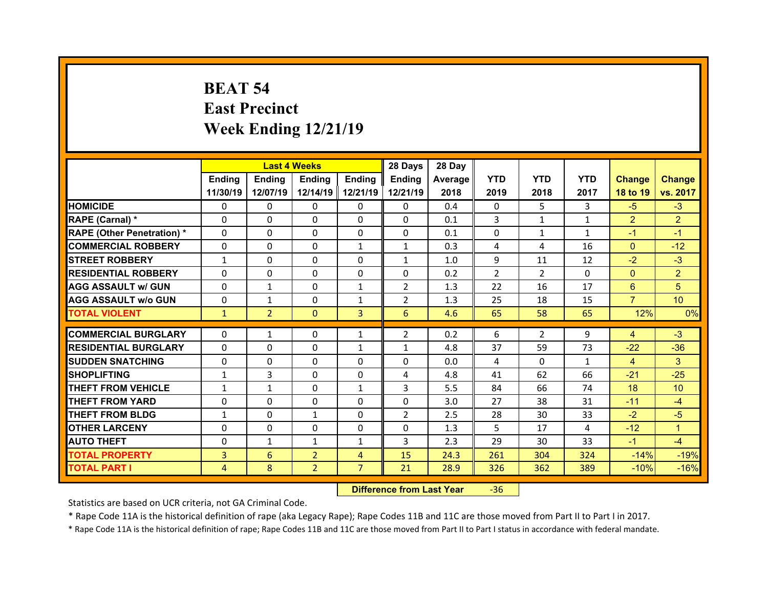# BEAT 54
# East Precinct
# Week Ending 12/21/19

| | Last 4 Weeks | | | | 28 Days | 28 Day | | | | | |
|---|---|---|---|---|---|---|---|---|---|---|---|
| | Ending 11/30/19 | Ending 12/07/19 | Ending 12/14/19 | Ending 12/21/19 | Ending 12/21/19 | Average 2018 | YTD 2019 | YTD 2018 | YTD 2017 | Change 18 to 19 | Change vs. 2017 |
| HOMICIDE | 0 | 0 | 0 | 0 | 0 | 0.4 | 0 | 5 | 3 | -5 | -3 |
| RAPE (Carnal) * | 0 | 0 | 0 | 0 | 0 | 0.1 | 3 | 1 | 1 | 2 | 2 |
| RAPE (Other Penetration) * | 0 | 0 | 0 | 0 | 0 | 0.1 | 0 | 1 | 1 | -1 | -1 |
| COMMERCIAL ROBBERY | 0 | 0 | 0 | 1 | 1 | 0.3 | 4 | 4 | 16 | 0 | -12 |
| STREET ROBBERY | 1 | 0 | 0 | 0 | 1 | 1.0 | 9 | 11 | 12 | -2 | -3 |
| RESIDENTIAL ROBBERY | 0 | 0 | 0 | 0 | 0 | 0.2 | 2 | 2 | 0 | 0 | 2 |
| AGG ASSAULT w/ GUN | 0 | 1 | 0 | 1 | 2 | 1.3 | 22 | 16 | 17 | 6 | 5 |
| AGG ASSAULT w/o GUN | 0 | 1 | 0 | 1 | 2 | 1.3 | 25 | 18 | 15 | 7 | 10 |
| TOTAL VIOLENT | 1 | 2 | 0 | 3 | 6 | 4.6 | 65 | 58 | 65 | 12% | 0% |
| COMMERCIAL BURGLARY | 0 | 1 | 0 | 1 | 2 | 0.2 | 6 | 2 | 9 | 4 | -3 |
| RESIDENTIAL BURGLARY | 0 | 0 | 0 | 1 | 1 | 4.8 | 37 | 59 | 73 | -22 | -36 |
| SUDDEN SNATCHING | 0 | 0 | 0 | 0 | 0 | 0.0 | 4 | 0 | 1 | 4 | 3 |
| SHOPLIFTING | 1 | 3 | 0 | 0 | 4 | 4.8 | 41 | 62 | 66 | -21 | -25 |
| THEFT FROM VEHICLE | 1 | 1 | 0 | 1 | 3 | 5.5 | 84 | 66 | 74 | 18 | 10 |
| THEFT FROM YARD | 0 | 0 | 0 | 0 | 0 | 3.0 | 27 | 38 | 31 | -11 | -4 |
| THEFT FROM BLDG | 1 | 0 | 1 | 0 | 2 | 2.5 | 28 | 30 | 33 | -2 | -5 |
| OTHER LARCENY | 0 | 0 | 0 | 0 | 0 | 1.3 | 5 | 17 | 4 | -12 | 1 |
| AUTO THEFT | 0 | 1 | 1 | 1 | 3 | 2.3 | 29 | 30 | 33 | -1 | -4 |
| TOTAL PROPERTY | 3 | 6 | 2 | 4 | 15 | 24.3 | 261 | 304 | 324 | -14% | -19% |
| TOTAL PART I | 4 | 8 | 2 | 7 | 21 | 28.9 | 326 | 362 | 389 | -10% | -16% |

**Difference from Last Year** -36

Statistics are based on UCR criteria, not GA Criminal Code.

* Rape Code 11A is the historical definition of rape (aka Legacy Rape); Rape Codes 11B and 11C are those moved from Part II to Part I in 2017.

* Rape Code 11A is the historical definition of rape; Rape Codes 11B and 11C are those moved from Part II to Part I status in accordance with federal mandate.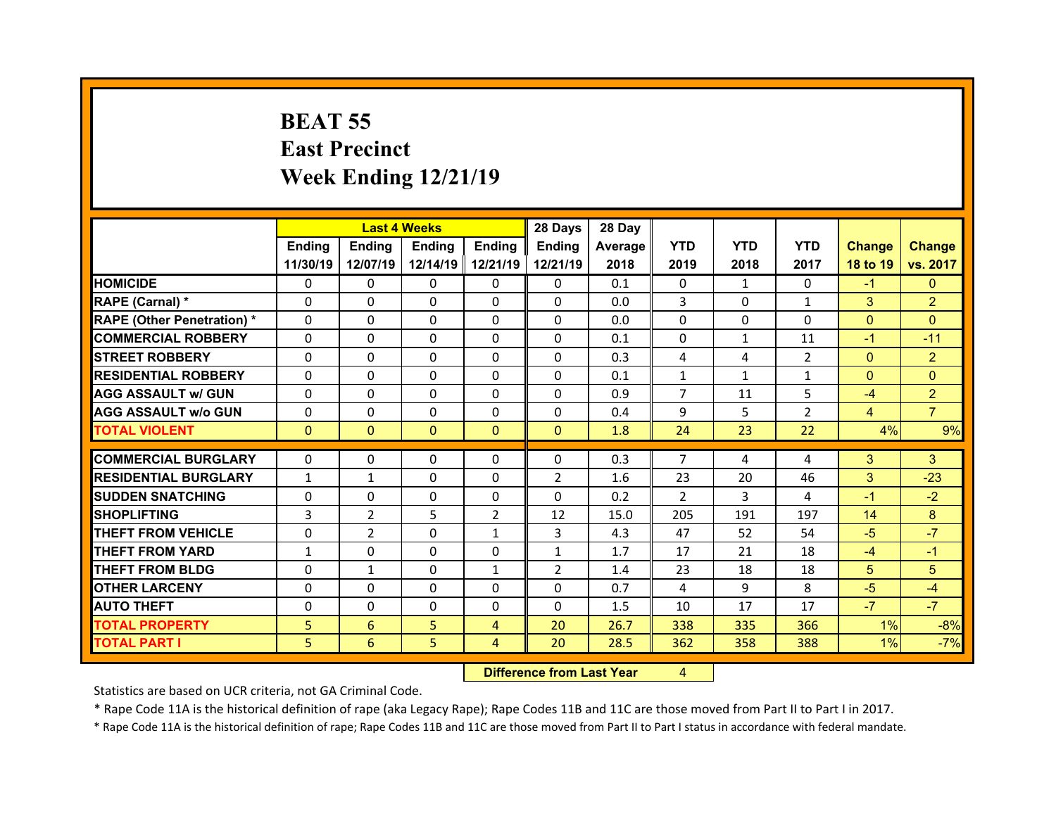# BEAT 55
## East Precinct
## Week Ending 12/21/19

| | Last 4 Weeks | | | | 28 Days | 28 Day | | | | | |
|---|---|---|---|---|---|---|---|---|---|---|---|
| | Ending 11/30/19 | Ending 12/07/19 | Ending 12/14/19 | Ending 12/21/19 | Ending 12/21/19 | Average 2018 | YTD 2019 | YTD 2018 | YTD 2017 | Change 18 to 19 | Change vs. 2017 |
| HOMICIDE | 0 | 0 | 0 | 0 | 0 | 0.1 | 0 | 1 | 0 | -1 | 0 |
| RAPE (Carnal) * | 0 | 0 | 0 | 0 | 0 | 0.0 | 3 | 0 | 1 | 3 | 2 |
| RAPE (Other Penetration) * | 0 | 0 | 0 | 0 | 0 | 0.0 | 0 | 0 | 0 | 0 | 0 |
| COMMERCIAL ROBBERY | 0 | 0 | 0 | 0 | 0 | 0.1 | 0 | 1 | 11 | -1 | -11 |
| STREET ROBBERY | 0 | 0 | 0 | 0 | 0 | 0.3 | 4 | 4 | 2 | 0 | 2 |
| RESIDENTIAL ROBBERY | 0 | 0 | 0 | 0 | 0 | 0.1 | 1 | 1 | 1 | 0 | 0 |
| AGG ASSAULT w/ GUN | 0 | 0 | 0 | 0 | 0 | 0.9 | 7 | 11 | 5 | -4 | 2 |
| AGG ASSAULT w/o GUN | 0 | 0 | 0 | 0 | 0 | 0.4 | 9 | 5 | 2 | 4 | 7 |
| TOTAL VIOLENT | 0 | 0 | 0 | 0 | 0 | 1.8 | 24 | 23 | 22 | 4% | 9% |
| COMMERCIAL BURGLARY | 0 | 0 | 0 | 0 | 0 | 0.3 | 7 | 4 | 4 | 3 | 3 |
| RESIDENTIAL BURGLARY | 1 | 1 | 0 | 0 | 2 | 1.6 | 23 | 20 | 46 | 3 | -23 |
| SUDDEN SNATCHING | 0 | 0 | 0 | 0 | 0 | 0.2 | 2 | 3 | 4 | -1 | -2 |
| SHOPLIFTING | 3 | 2 | 5 | 2 | 12 | 15.0 | 205 | 191 | 197 | 14 | 8 |
| THEFT FROM VEHICLE | 0 | 2 | 0 | 1 | 3 | 4.3 | 47 | 52 | 54 | -5 | -7 |
| THEFT FROM YARD | 1 | 0 | 0 | 0 | 1 | 1.7 | 17 | 21 | 18 | -4 | -1 |
| THEFT FROM BLDG | 0 | 1 | 0 | 1 | 2 | 1.4 | 23 | 18 | 18 | 5 | 5 |
| OTHER LARCENY | 0 | 0 | 0 | 0 | 0 | 0.7 | 4 | 9 | 8 | -5 | -4 |
| AUTO THEFT | 0 | 0 | 0 | 0 | 0 | 1.5 | 10 | 17 | 17 | -7 | -7 |
| TOTAL PROPERTY | 5 | 6 | 5 | 4 | 20 | 26.7 | 338 | 335 | 366 | 1% | -8% |
| TOTAL PART I | 5 | 6 | 5 | 4 | 20 | 28.5 | 362 | 358 | 388 | 1% | -7% |

**Difference from Last Year** 4

Statistics are based on UCR criteria, not GA Criminal Code.

* Rape Code 11A is the historical definition of rape (aka Legacy Rape); Rape Codes 11B and 11C are those moved from Part II to Part I in 2017.

* Rape Code 11A is the historical definition of rape; Rape Codes 11B and 11C are those moved from Part II to Part I status in accordance with federal mandate.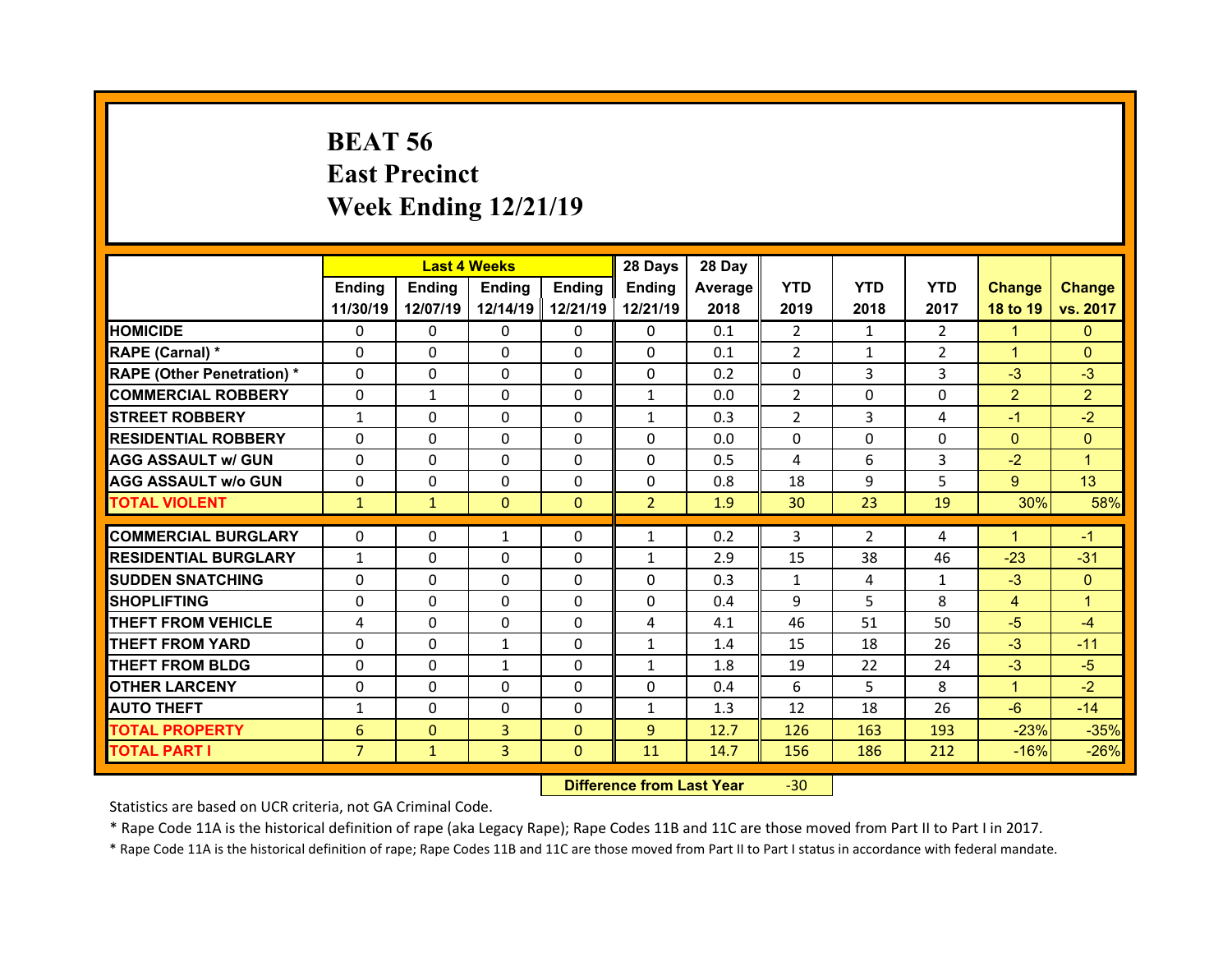# BEAT 56
# East Precinct
# Week Ending 12/21/19

| | Last 4 Weeks | | | | 28 Days | 28 Day | | | | | |
|---|---|---|---|---|---|---|---|---|---|---|---|
| | Ending 11/30/19 | Ending 12/07/19 | Ending 12/14/19 | Ending 12/21/19 | Ending 12/21/19 | Average 2018 | YTD 2019 | YTD 2018 | YTD 2017 | Change 18 to 19 | Change vs. 2017 |
| HOMICIDE | 0 | 0 | 0 | 0 | 0 | 0.1 | 2 | 1 | 2 | 1 | 0 |
| RAPE (Carnal) * | 0 | 0 | 0 | 0 | 0 | 0.1 | 2 | 1 | 2 | 1 | 0 |
| RAPE (Other Penetration) * | 0 | 0 | 0 | 0 | 0 | 0.2 | 0 | 3 | 3 | -3 | -3 |
| COMMERCIAL ROBBERY | 0 | 1 | 0 | 0 | 1 | 0.0 | 2 | 0 | 0 | 2 | 2 |
| STREET ROBBERY | 1 | 0 | 0 | 0 | 1 | 0.3 | 2 | 3 | 4 | -1 | -2 |
| RESIDENTIAL ROBBERY | 0 | 0 | 0 | 0 | 0 | 0.0 | 0 | 0 | 0 | 0 | 0 |
| AGG ASSAULT w/ GUN | 0 | 0 | 0 | 0 | 0 | 0.5 | 4 | 6 | 3 | -2 | 1 |
| AGG ASSAULT w/o GUN | 0 | 0 | 0 | 0 | 0 | 0.8 | 18 | 9 | 5 | 9 | 13 |
| TOTAL VIOLENT | 1 | 1 | 0 | 0 | 2 | 1.9 | 30 | 23 | 19 | 30% | 58% |
| COMMERCIAL BURGLARY | 0 | 0 | 1 | 0 | 1 | 0.2 | 3 | 2 | 4 | 1 | -1 |
| RESIDENTIAL BURGLARY | 1 | 0 | 0 | 0 | 1 | 2.9 | 15 | 38 | 46 | -23 | -31 |
| SUDDEN SNATCHING | 0 | 0 | 0 | 0 | 0 | 0.3 | 1 | 4 | 1 | -3 | 0 |
| SHOPLIFTING | 0 | 0 | 0 | 0 | 0 | 0.4 | 9 | 5 | 8 | 4 | 1 |
| THEFT FROM VEHICLE | 4 | 0 | 0 | 0 | 4 | 4.1 | 46 | 51 | 50 | -5 | -4 |
| THEFT FROM YARD | 0 | 0 | 1 | 0 | 1 | 1.4 | 15 | 18 | 26 | -3 | -11 |
| THEFT FROM BLDG | 0 | 0 | 1 | 0 | 1 | 1.8 | 19 | 22 | 24 | -3 | -5 |
| OTHER LARCENY | 0 | 0 | 0 | 0 | 0 | 0.4 | 6 | 5 | 8 | 1 | -2 |
| AUTO THEFT | 1 | 0 | 0 | 0 | 1 | 1.3 | 12 | 18 | 26 | -6 | -14 |
| TOTAL PROPERTY | 6 | 0 | 3 | 0 | 9 | 12.7 | 126 | 163 | 193 | -23% | -35% |
| TOTAL PART I | 7 | 1 | 3 | 0 | 11 | 14.7 | 156 | 186 | 212 | -16% | -26% |

**Difference from Last Year** -30

Statistics are based on UCR criteria, not GA Criminal Code.

* Rape Code 11A is the historical definition of rape (aka Legacy Rape); Rape Codes 11B and 11C are those moved from Part II to Part I in 2017.

* Rape Code 11A is the historical definition of rape; Rape Codes 11B and 11C are those moved from Part II to Part I status in accordance with federal mandate.